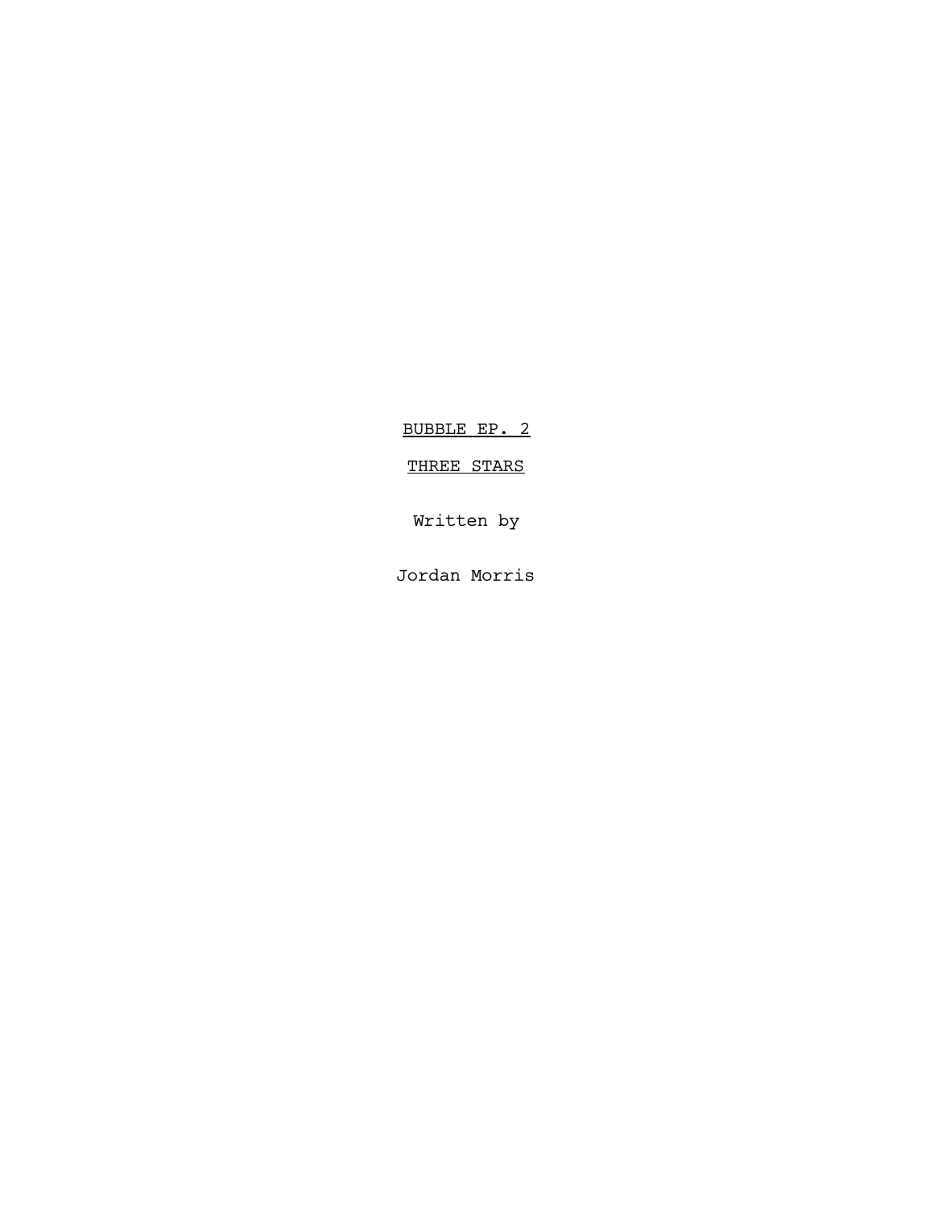<u>BUBBLE EP. 2</u>

<u>THREE STARS</u>

Written by

Jordan Morris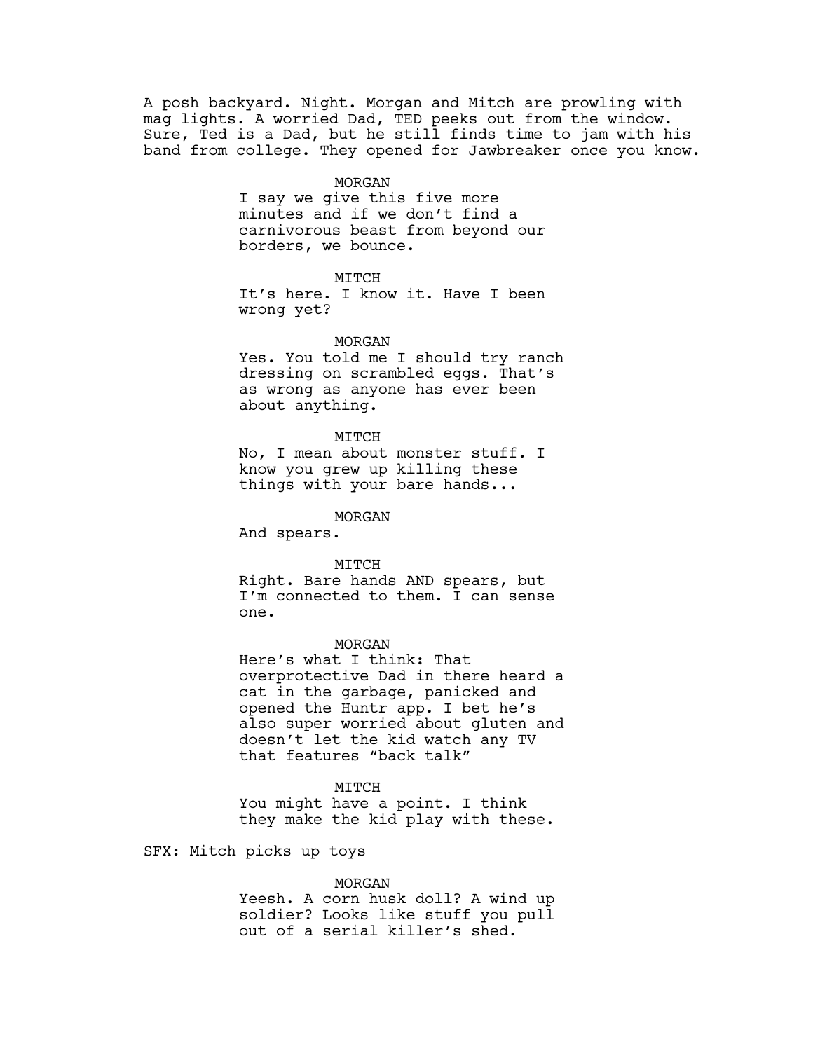A posh backyard. Night. Morgan and Mitch are prowling with mag lights. A worried Dad, TED peeks out from the window. Sure, Ted is a Dad, but he still finds time to jam with his band from college. They opened for Jawbreaker once you know.

MORGAN
I say we give this five more minutes and if we don't find a carnivorous beast from beyond our borders, we bounce.

MITCH
It's here. I know it. Have I been wrong yet?

MORGAN
Yes. You told me I should try ranch dressing on scrambled eggs. That's as wrong as anyone has ever been about anything.

MITCH
No, I mean about monster stuff. I know you grew up killing these things with your bare hands...

MORGAN
And spears.

MITCH
Right. Bare hands AND spears, but I'm connected to them. I can sense one.

MORGAN
Here's what I think: That overprotective Dad in there heard a cat in the garbage, panicked and opened the Huntr app. I bet he's also super worried about gluten and doesn't let the kid watch any TV that features "back talk"

MITCH
You might have a point. I think they make the kid play with these.

SFX: Mitch picks up toys

MORGAN
Yeesh. A corn husk doll? A wind up soldier? Looks like stuff you pull out of a serial killer's shed.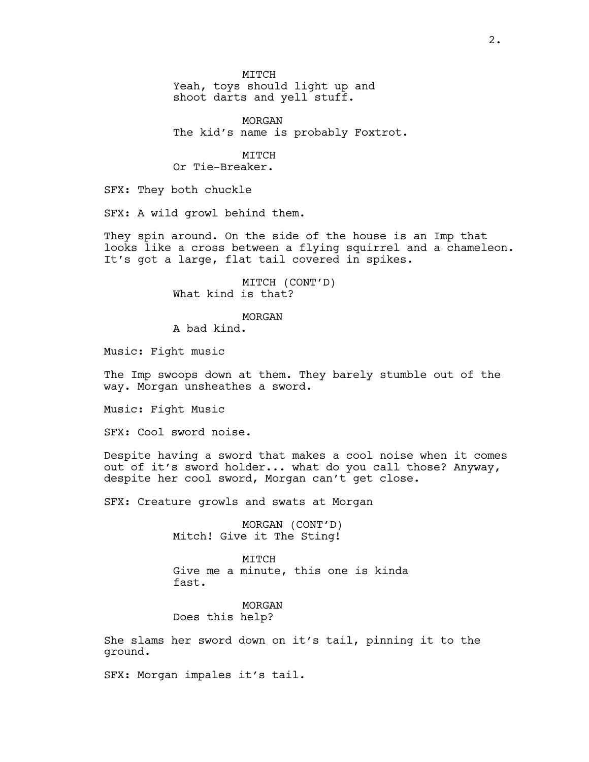MITCH
Yeah, toys should light up and shoot darts and yell stuff.

MORGAN
The kid's name is probably Foxtrot.

MITCH
Or Tie-Breaker.

SFX: They both chuckle

SFX: A wild growl behind them.

They spin around. On the side of the house is an Imp that looks like a cross between a flying squirrel and a chameleon. It's got a large, flat tail covered in spikes.

MITCH (CONT'D)
What kind is that?

MORGAN
A bad kind.

Music: Fight music

The Imp swoops down at them. They barely stumble out of the way. Morgan unsheathes a sword.

Music: Fight Music

SFX: Cool sword noise.

Despite having a sword that makes a cool noise when it comes out of it's sword holder... what do you call those? Anyway, despite her cool sword, Morgan can't get close.

SFX: Creature growls and swats at Morgan

MORGAN (CONT'D)
Mitch! Give it The Sting!

MITCH
Give me a minute, this one is kinda fast.

MORGAN
Does this help?

She slams her sword down on it's tail, pinning it to the ground.

SFX: Morgan impales it's tail.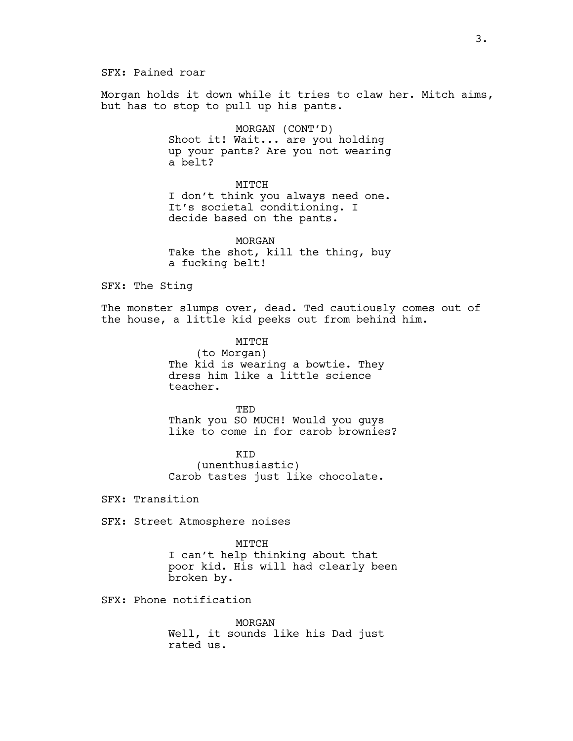SFX: Pained roar

Morgan holds it down while it tries to claw her. Mitch aims, but has to stop to pull up his pants.

MORGAN (CONT'D)
Shoot it! Wait... are you holding up your pants? Are you not wearing a belt?

MITCH
I don't think you always need one. It's societal conditioning. I decide based on the pants.

MORGAN
Take the shot, kill the thing, buy a fucking belt!

SFX: The Sting

The monster slumps over, dead. Ted cautiously comes out of the house, a little kid peeks out from behind him.

MITCH
(to Morgan)
The kid is wearing a bowtie. They dress him like a little science teacher.

TED
Thank you SO MUCH! Would you guys like to come in for carob brownies?

KID
(unenthusiastic)
Carob tastes just like chocolate.

SFX: Transition

SFX: Street Atmosphere noises

MITCH
I can't help thinking about that poor kid. His will had clearly been broken by.

SFX: Phone notification

MORGAN
Well, it sounds like his Dad just rated us.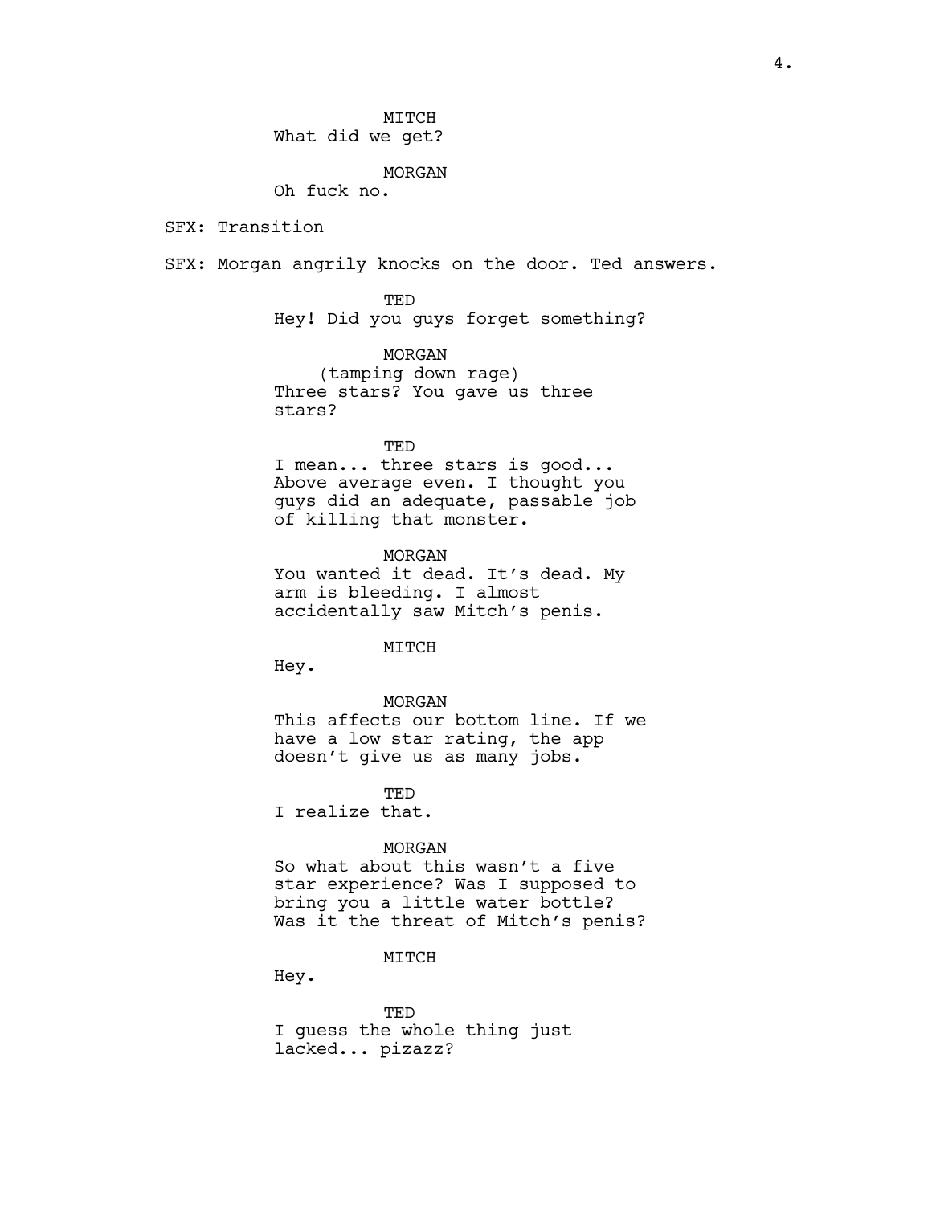MITCH

What did we get?

MORGAN

Oh fuck no.

SFX: Transition

SFX: Morgan angrily knocks on the door. Ted answers.

TED

Hey! Did you guys forget something?

MORGAN

(tamping down rage)

Three stars? You gave us three stars?

TED

I mean... three stars is good... Above average even. I thought you guys did an adequate, passable job of killing that monster.

MORGAN

You wanted it dead. It's dead. My arm is bleeding. I almost accidentally saw Mitch's penis.

MITCH

Hey.

MORGAN

This affects our bottom line. If we have a low star rating, the app doesn't give us as many jobs.

TED

I realize that.

MORGAN

So what about this wasn't a five star experience? Was I supposed to bring you a little water bottle? Was it the threat of Mitch's penis?

MITCH

Hey.

TED

I guess the whole thing just lacked... pizazz?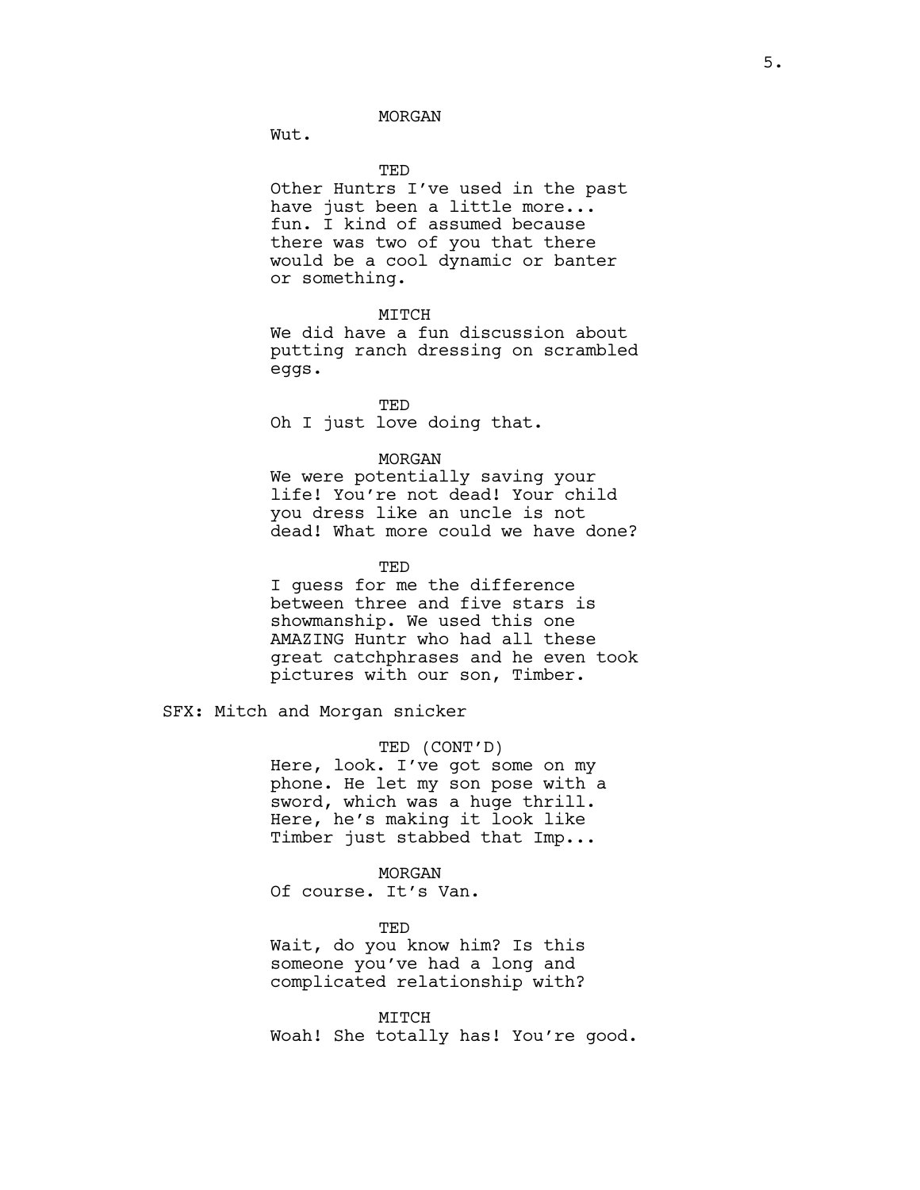MORGAN

Wut.

TED

Other Huntrs I've used in the past have just been a little more... fun. I kind of assumed because there was two of you that there would be a cool dynamic or banter or something.

MITCH

We did have a fun discussion about putting ranch dressing on scrambled eggs.

TED

Oh I just love doing that.

MORGAN

We were potentially saving your life! You're not dead! Your child you dress like an uncle is not dead! What more could we have done?

TED

I guess for me the difference between three and five stars is showmanship. We used this one AMAZING Huntr who had all these great catchphrases and he even took pictures with our son, Timber.

SFX: Mitch and Morgan snicker

TED (CONT'D)

Here, look. I've got some on my phone. He let my son pose with a sword, which was a huge thrill. Here, he's making it look like Timber just stabbed that Imp...

MORGAN

Of course. It's Van.

TED

Wait, do you know him? Is this someone you've had a long and complicated relationship with?

MITCH

Woah! She totally has! You're good.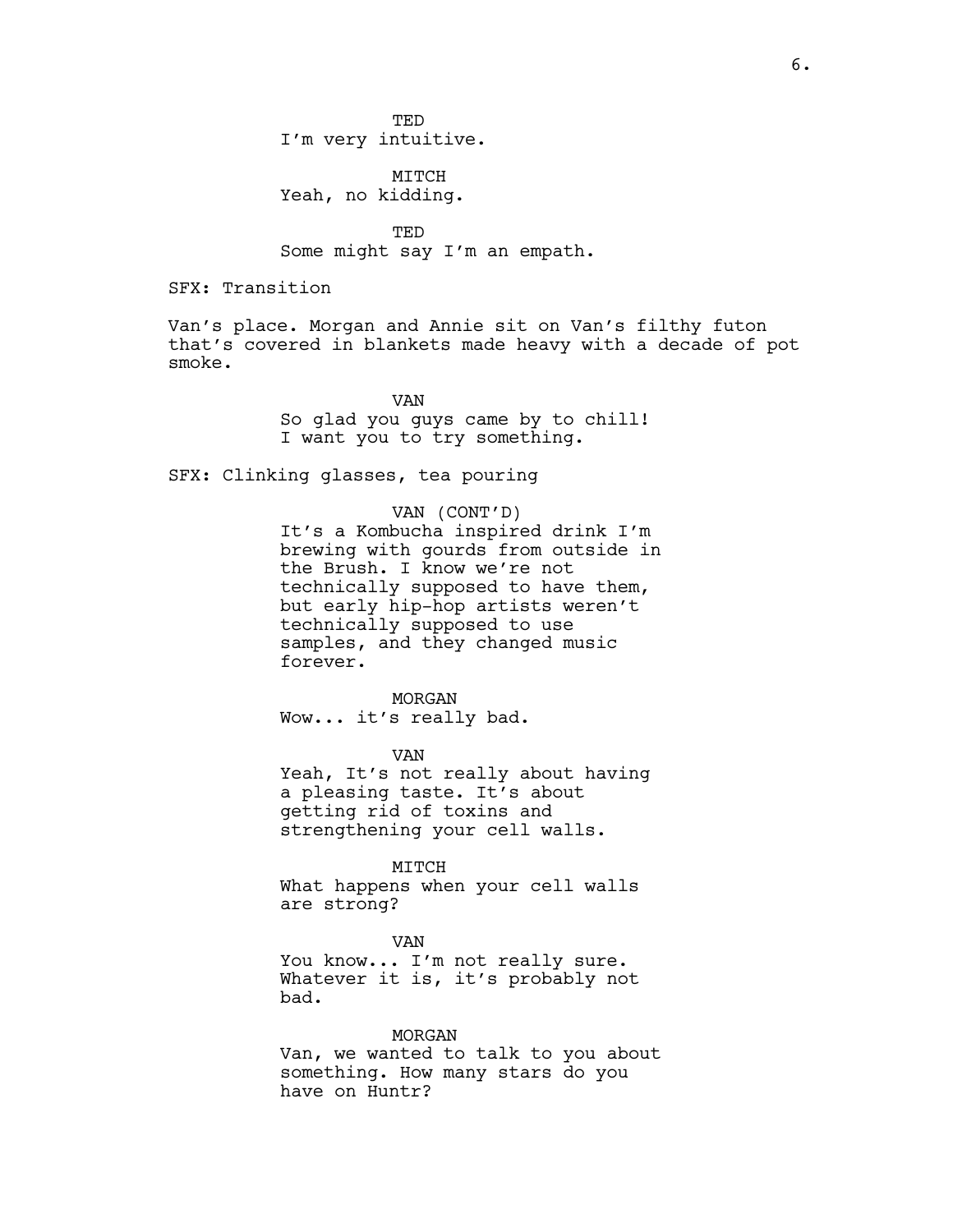TED
I'm very intuitive.

MITCH
Yeah, no kidding.

TED
Some might say I'm an empath.

SFX: Transition

Van's place. Morgan and Annie sit on Van's filthy futon that's covered in blankets made heavy with a decade of pot smoke.

VAN
So glad you guys came by to chill! I want you to try something.

SFX: Clinking glasses, tea pouring

VAN (CONT'D)
It's a Kombucha inspired drink I'm brewing with gourds from outside in the Brush. I know we're not technically supposed to have them, but early hip-hop artists weren't technically supposed to use samples, and they changed music forever.

MORGAN
Wow... it's really bad.

VAN
Yeah, It's not really about having a pleasing taste. It's about getting rid of toxins and strengthening your cell walls.

MITCH
What happens when your cell walls are strong?

VAN
You know... I'm not really sure. Whatever it is, it's probably not bad.

MORGAN
Van, we wanted to talk to you about something. How many stars do you have on Huntr?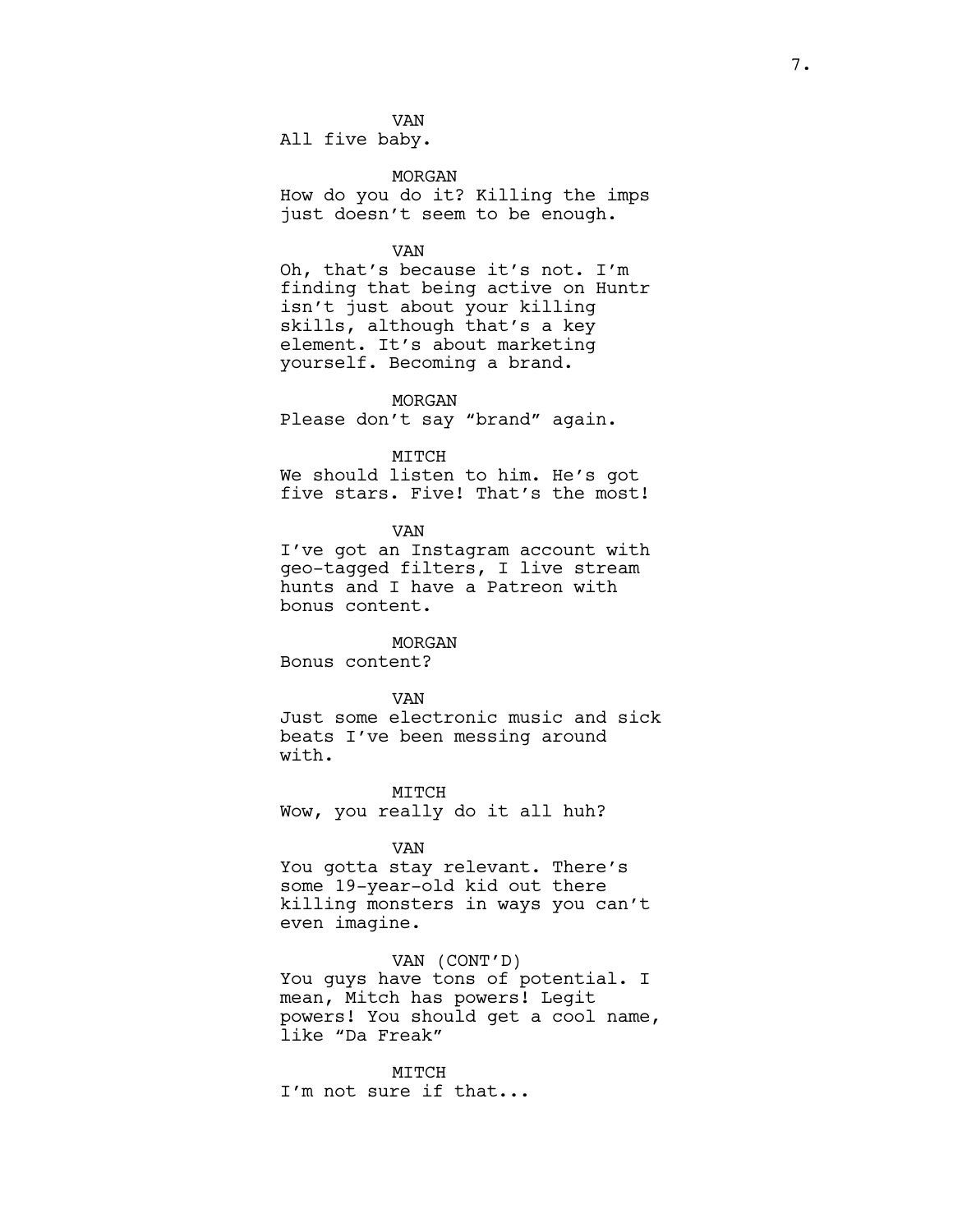VAN
All five baby.

MORGAN
How do you do it? Killing the imps just doesn't seem to be enough.

VAN
Oh, that's because it's not. I'm finding that being active on Huntr isn't just about your killing skills, although that's a key element. It's about marketing yourself. Becoming a brand.

MORGAN
Please don't say "brand" again.

MITCH
We should listen to him. He's got five stars. Five! That's the most!

VAN
I've got an Instagram account with geo-tagged filters, I live stream hunts and I have a Patreon with bonus content.

MORGAN
Bonus content?

VAN
Just some electronic music and sick beats I've been messing around with.

MITCH
Wow, you really do it all huh?

VAN
You gotta stay relevant. There's some 19-year-old kid out there killing monsters in ways you can't even imagine.

VAN (CONT'D)
You guys have tons of potential. I mean, Mitch has powers! Legit powers! You should get a cool name, like "Da Freak"

MITCH
I'm not sure if that...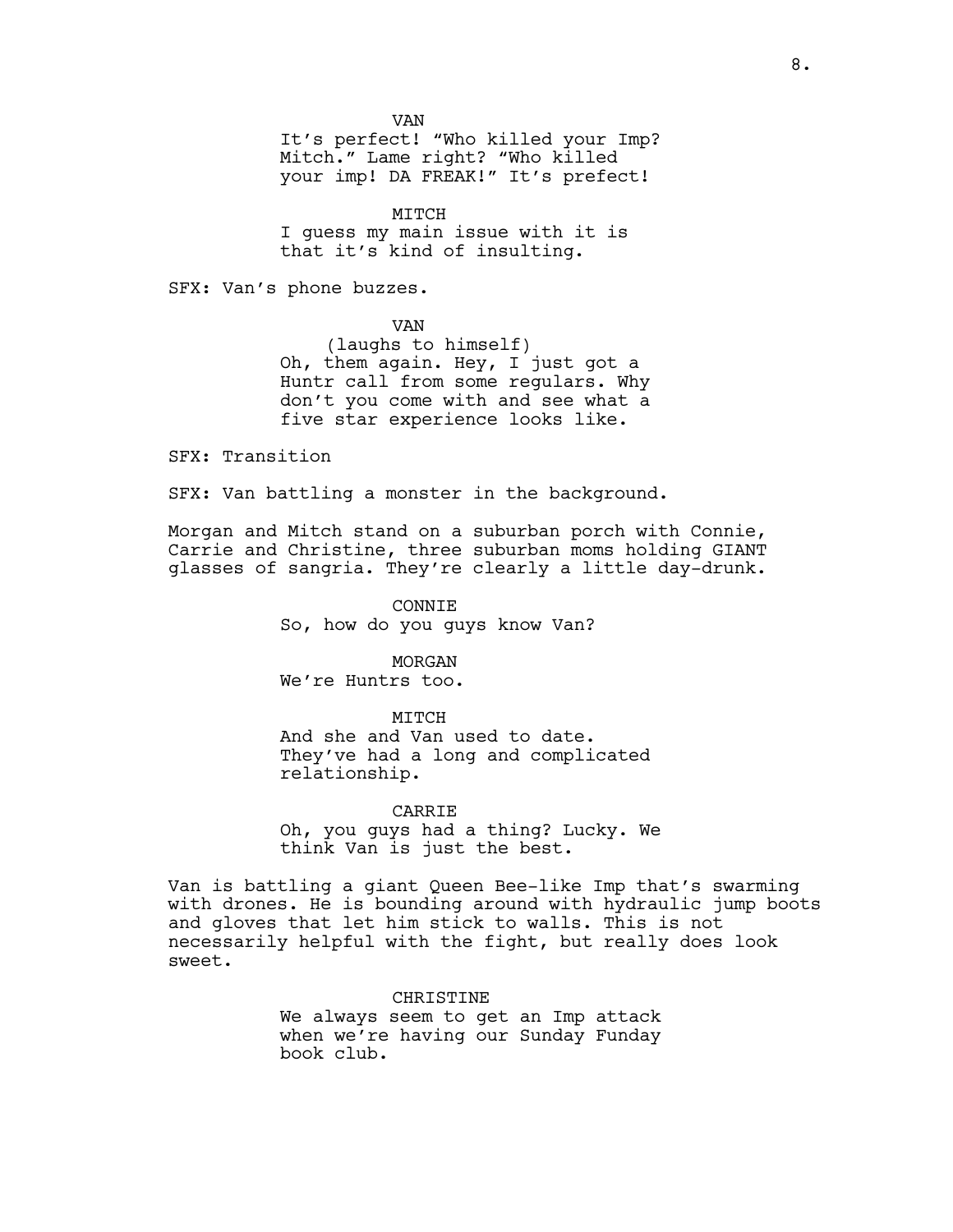VAN

It's perfect! "Who killed your Imp? Mitch." Lame right? "Who killed your imp! DA FREAK!" It's prefect!

MITCH

I guess my main issue with it is that it's kind of insulting.

SFX: Van's phone buzzes.

VAN

(laughs to himself)

Oh, them again. Hey, I just got a Huntr call from some regulars. Why don't you come with and see what a five star experience looks like.

SFX: Transition

SFX: Van battling a monster in the background.

Morgan and Mitch stand on a suburban porch with Connie, Carrie and Christine, three suburban moms holding GIANT glasses of sangria. They're clearly a little day-drunk.

CONNIE

So, how do you guys know Van?

MORGAN

We're Huntrs too.

MITCH

And she and Van used to date. They've had a long and complicated relationship.

CARRIE

Oh, you guys had a thing? Lucky. We think Van is just the best.

Van is battling a giant Queen Bee-like Imp that's swarming with drones. He is bounding around with hydraulic jump boots and gloves that let him stick to walls. This is not necessarily helpful with the fight, but really does look sweet.

CHRISTINE

We always seem to get an Imp attack when we're having our Sunday Funday book club.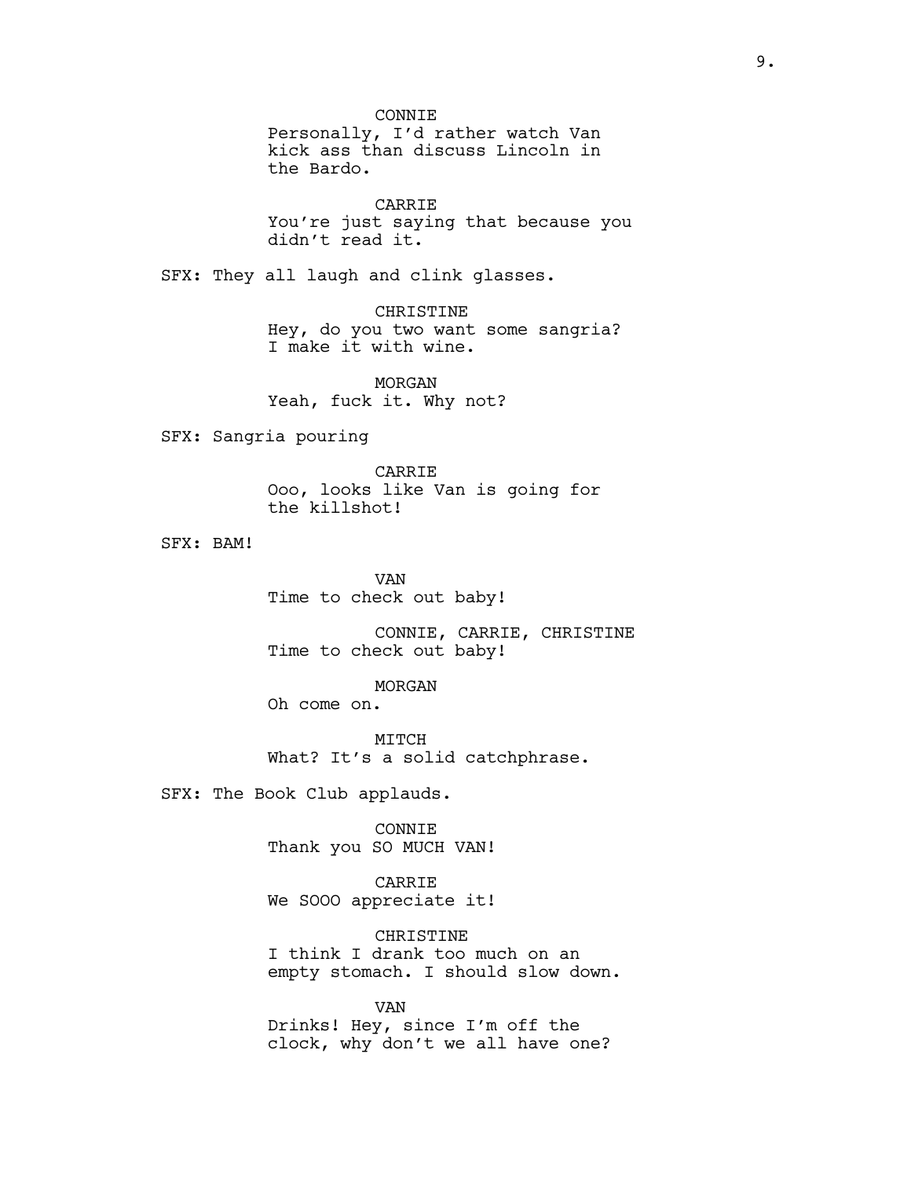CONNIE
Personally, I'd rather watch Van kick ass than discuss Lincoln in the Bardo.

CARRIE
You're just saying that because you didn't read it.

SFX: They all laugh and clink glasses.

CHRISTINE
Hey, do you two want some sangria? I make it with wine.

MORGAN
Yeah, fuck it. Why not?

SFX: Sangria pouring

CARRIE
Ooo, looks like Van is going for the killshot!

SFX: BAM!

VAN
Time to check out baby!

CONNIE, CARRIE, CHRISTINE
Time to check out baby!

MORGAN
Oh come on.

MITCH
What? It's a solid catchphrase.

SFX: The Book Club applauds.

CONNIE
Thank you SO MUCH VAN!

CARRIE
We SOOO appreciate it!

CHRISTINE
I think I drank too much on an empty stomach. I should slow down.

VAN
Drinks! Hey, since I'm off the clock, why don't we all have one?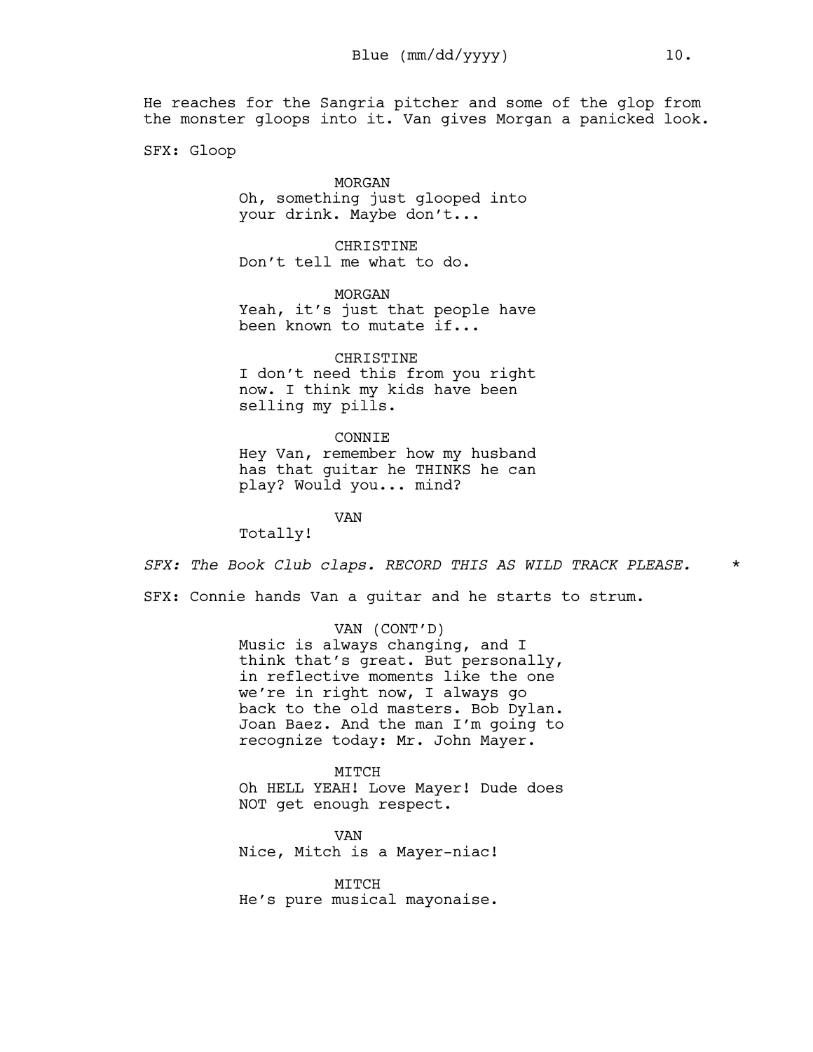He reaches for the Sangria pitcher and some of the glop from the monster gloops into it. Van gives Morgan a panicked look.

SFX: Gloop

MORGAN
Oh, something just glooped into your drink. Maybe don't...

CHRISTINE
Don't tell me what to do.

MORGAN
Yeah, it's just that people have been known to mutate if...

CHRISTINE
I don't need this from you right now. I think my kids have been selling my pills.

CONNIE
Hey Van, remember how my husband has that guitar he THINKS he can play? Would you... mind?

VAN
Totally!

*SFX: The Book Club claps. RECORD THIS AS WILD TRACK PLEASE.* *

SFX: Connie hands Van a guitar and he starts to strum.

VAN (CONT'D)
Music is always changing, and I think that's great. But personally, in reflective moments like the one we're in right now, I always go back to the old masters. Bob Dylan. Joan Baez. And the man I'm going to recognize today: Mr. John Mayer.

MITCH
Oh HELL YEAH! Love Mayer! Dude does NOT get enough respect.

VAN
Nice, Mitch is a Mayer-niac!

MITCH
He's pure musical mayonaise.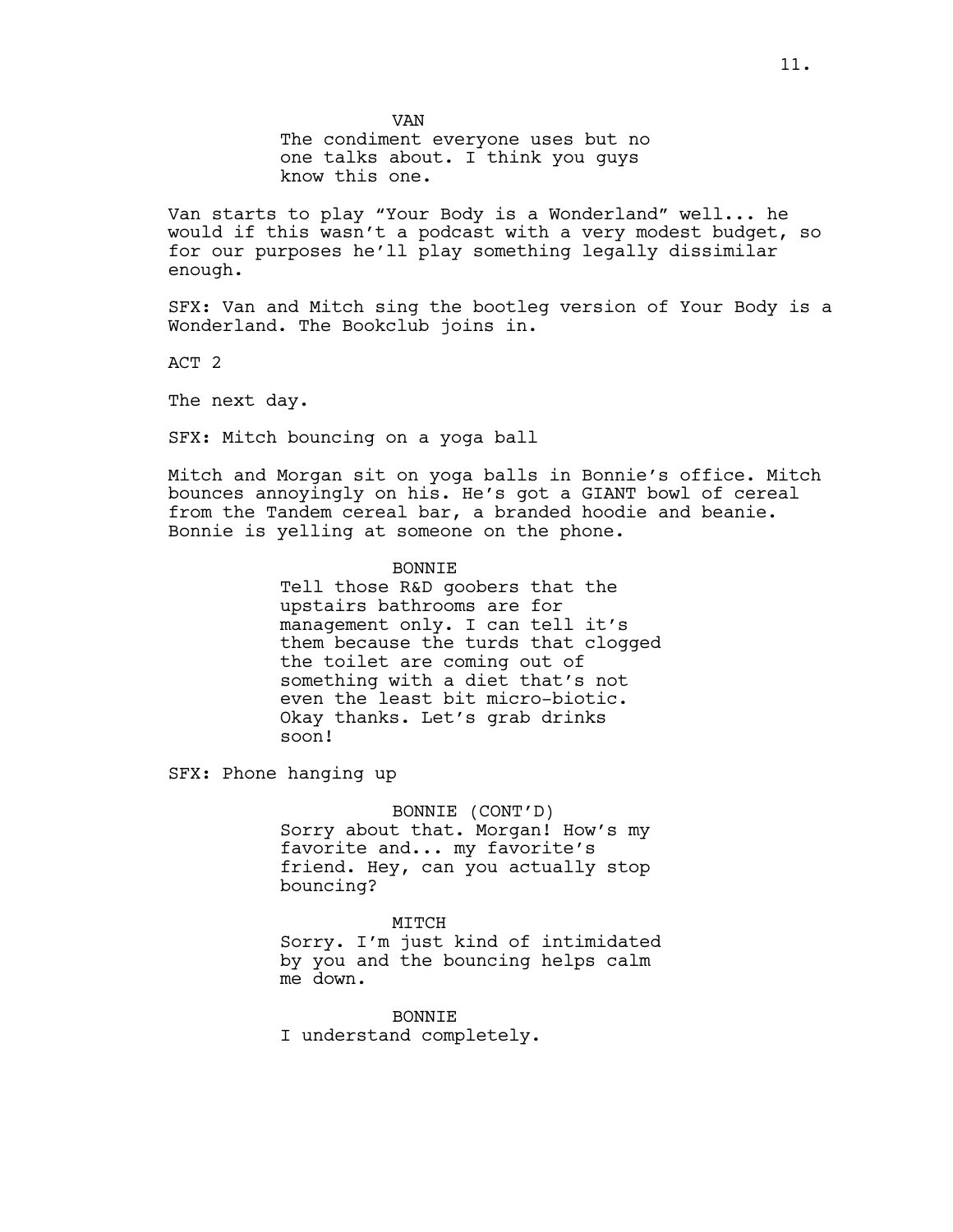VAN

The condiment everyone uses but no one talks about. I think you guys know this one.

Van starts to play “Your Body is a Wonderland” well... he would if this wasn’t a podcast with a very modest budget, so for our purposes he’ll play something legally dissimilar enough.

SFX: Van and Mitch sing the bootleg version of Your Body is a Wonderland. The Bookclub joins in.

ACT 2

The next day.

SFX: Mitch bouncing on a yoga ball

Mitch and Morgan sit on yoga balls in Bonnie’s office. Mitch bounces annoyingly on his. He’s got a GIANT bowl of cereal from the Tandem cereal bar, a branded hoodie and beanie. Bonnie is yelling at someone on the phone.

BONNIE

Tell those R&D goobers that the upstairs bathrooms are for management only. I can tell it’s them because the turds that clogged the toilet are coming out of something with a diet that’s not even the least bit micro-biotic. Okay thanks. Let’s grab drinks soon!

SFX: Phone hanging up

BONNIE (CONT’D)

Sorry about that. Morgan! How’s my favorite and... my favorite’s friend. Hey, can you actually stop bouncing?

MITCH

Sorry. I’m just kind of intimidated by you and the bouncing helps calm me down.

BONNIE

I understand completely.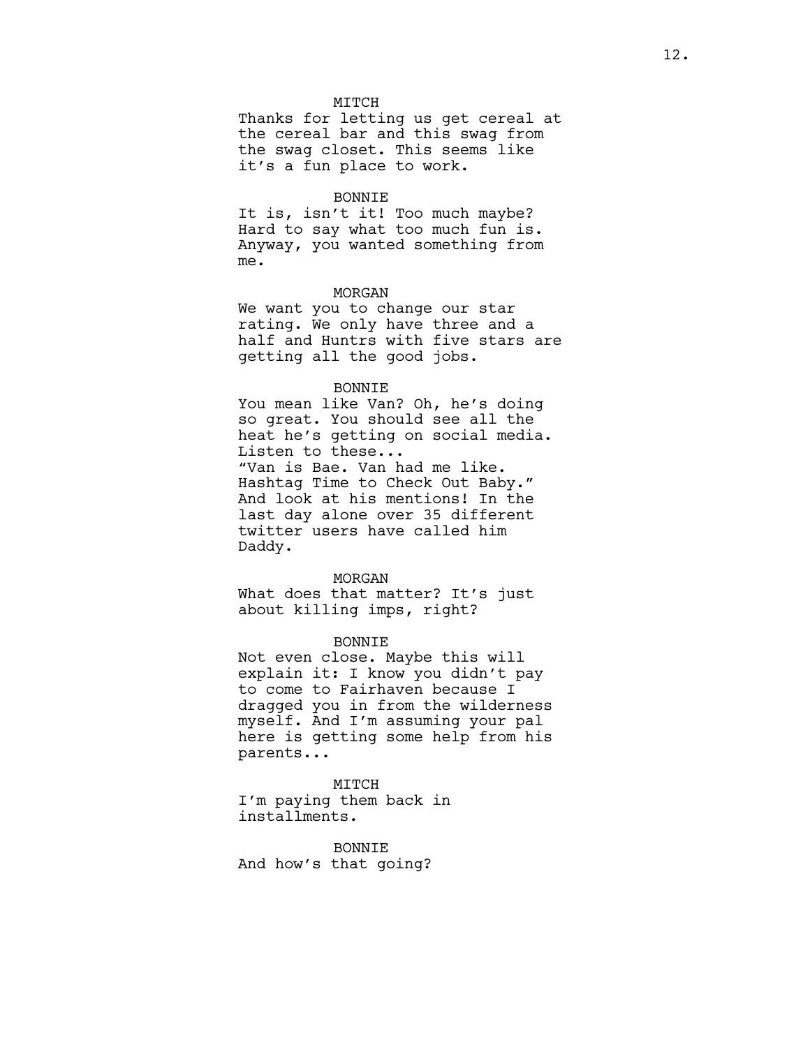MITCH

Thanks for letting us get cereal at the cereal bar and this swag from the swag closet. This seems like it's a fun place to work.

BONNIE

It is, isn't it! Too much maybe? Hard to say what too much fun is. Anyway, you wanted something from me.

MORGAN

We want you to change our star rating. We only have three and a half and Huntrs with five stars are getting all the good jobs.

BONNIE

You mean like Van? Oh, he's doing so great. You should see all the heat he's getting on social media. Listen to these...
"Van is Bae. Van had me like. Hashtag Time to Check Out Baby." And look at his mentions! In the last day alone over 35 different twitter users have called him Daddy.

MORGAN

What does that matter? It's just about killing imps, right?

BONNIE

Not even close. Maybe this will explain it: I know you didn't pay to come to Fairhaven because I dragged you in from the wilderness myself. And I'm assuming your pal here is getting some help from his parents...

MITCH

I'm paying them back in installments.

BONNIE

And how's that going?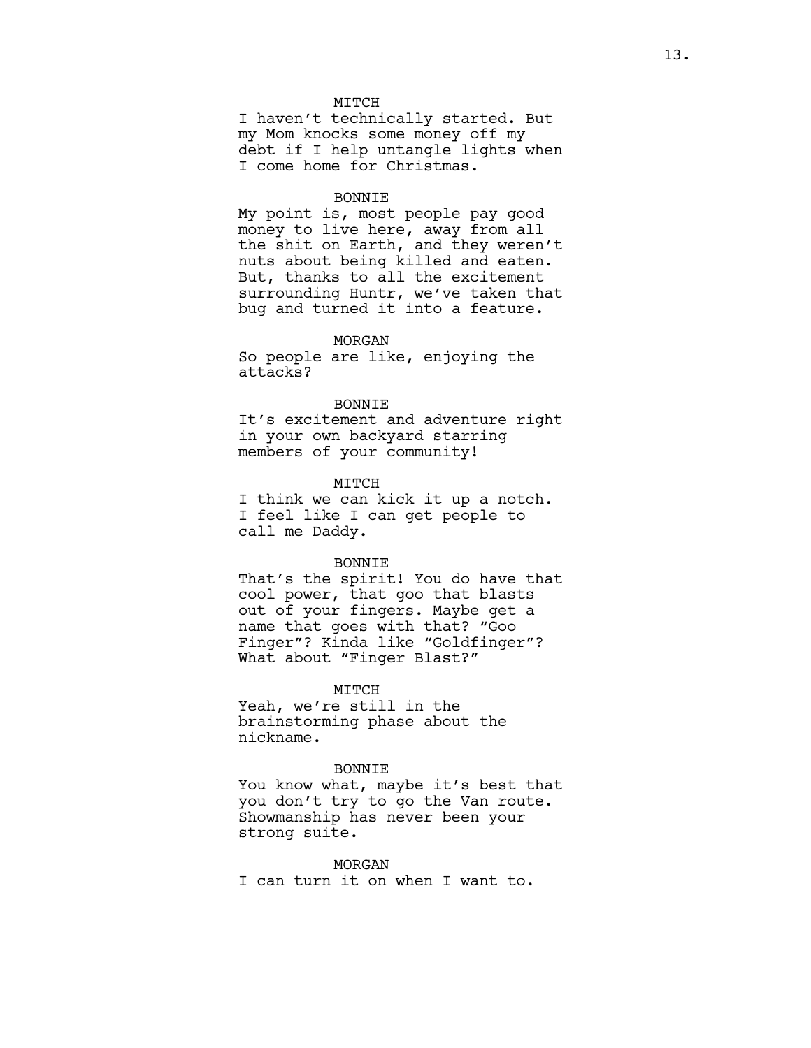MITCH

I haven't technically started. But my Mom knocks some money off my debt if I help untangle lights when I come home for Christmas.

BONNIE

My point is, most people pay good money to live here, away from all the shit on Earth, and they weren't nuts about being killed and eaten. But, thanks to all the excitement surrounding Huntr, we've taken that bug and turned it into a feature.

MORGAN

So people are like, enjoying the attacks?

BONNIE

It's excitement and adventure right in your own backyard starring members of your community!

MITCH

I think we can kick it up a notch. I feel like I can get people to call me Daddy.

BONNIE

That's the spirit! You do have that cool power, that goo that blasts out of your fingers. Maybe get a name that goes with that? "Goo Finger"? Kinda like "Goldfinger"? What about "Finger Blast?"

MITCH

Yeah, we're still in the brainstorming phase about the nickname.

BONNIE

You know what, maybe it's best that you don't try to go the Van route. Showmanship has never been your strong suite.

MORGAN

I can turn it on when I want to.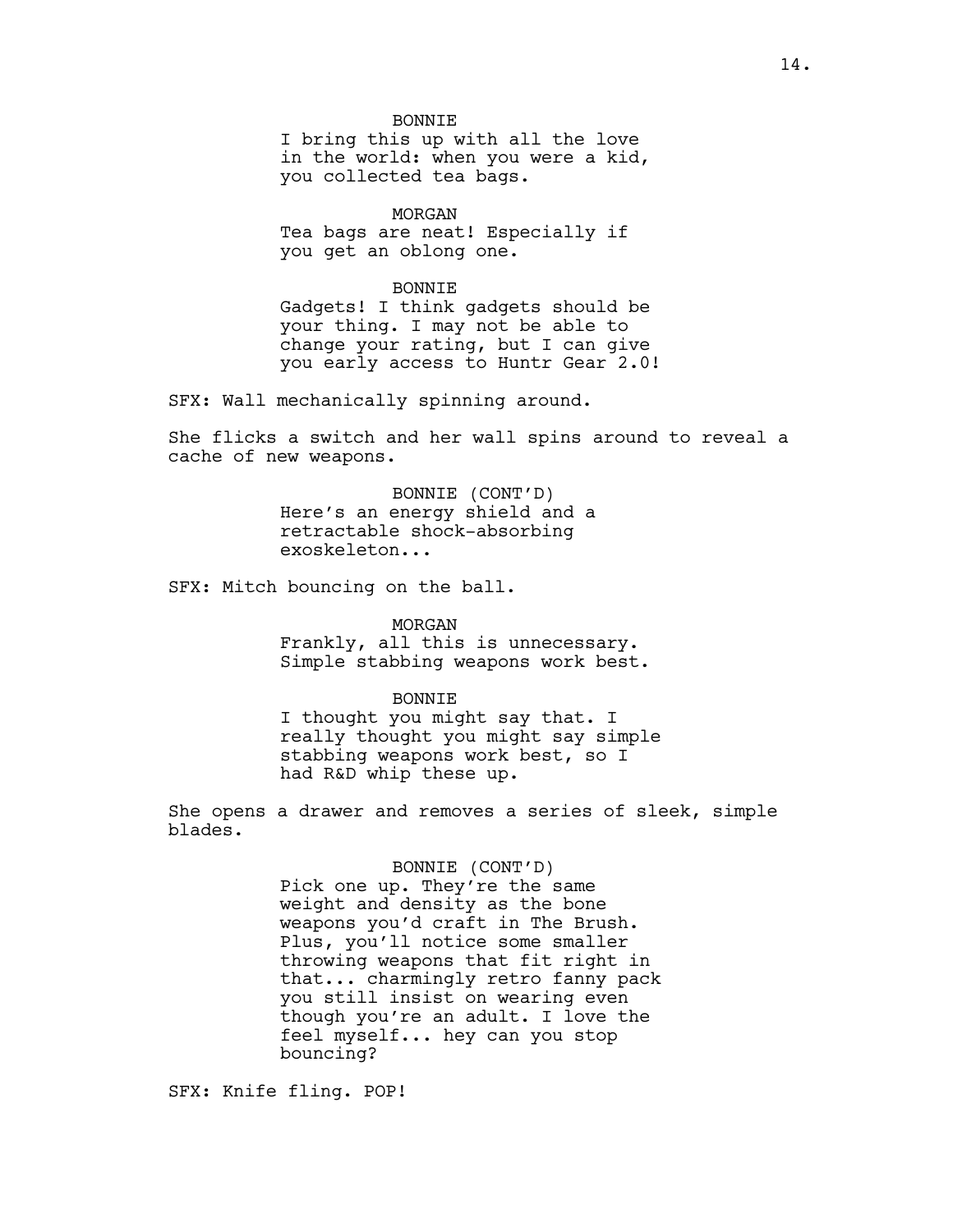BONNIE
I bring this up with all the love in the world: when you were a kid, you collected tea bags.

MORGAN
Tea bags are neat! Especially if you get an oblong one.

BONNIE
Gadgets! I think gadgets should be your thing. I may not be able to change your rating, but I can give you early access to Huntr Gear 2.0!

SFX: Wall mechanically spinning around.

She flicks a switch and her wall spins around to reveal a cache of new weapons.

BONNIE (CONT'D)
Here's an energy shield and a retractable shock-absorbing exoskeleton...

SFX: Mitch bouncing on the ball.

MORGAN
Frankly, all this is unnecessary. Simple stabbing weapons work best.

BONNIE
I thought you might say that. I really thought you might say simple stabbing weapons work best, so I had R&D whip these up.

She opens a drawer and removes a series of sleek, simple blades.

BONNIE (CONT'D)
Pick one up. They're the same weight and density as the bone weapons you'd craft in The Brush. Plus, you'll notice some smaller throwing weapons that fit right in that... charmingly retro fanny pack you still insist on wearing even though you're an adult. I love the feel myself... hey can you stop bouncing?

SFX: Knife fling. POP!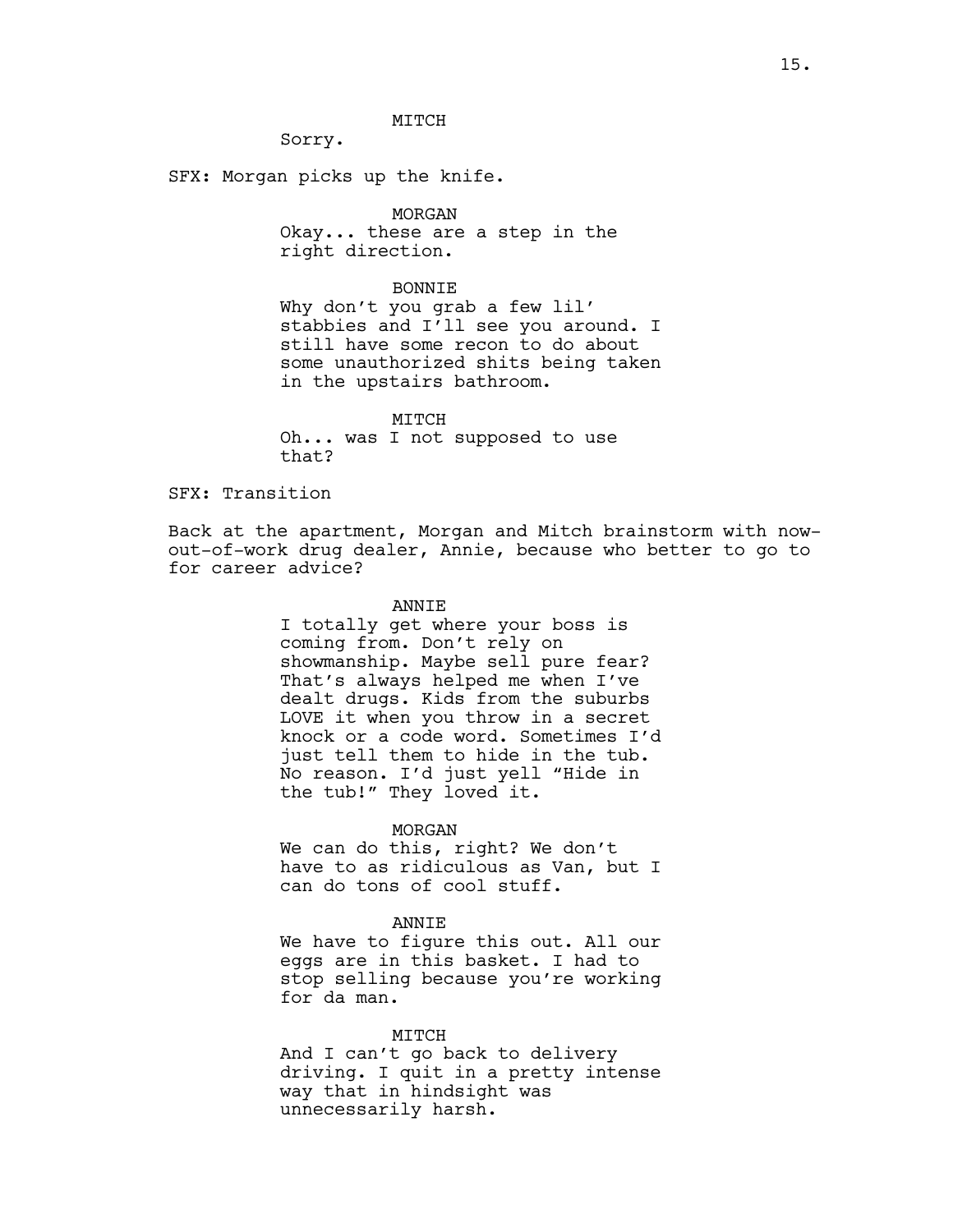MITCH

Sorry.

SFX: Morgan picks up the knife.

MORGAN

Okay... these are a step in the right direction.

BONNIE

Why don't you grab a few lil' stabbies and I'll see you around. I still have some recon to do about some unauthorized shits being taken in the upstairs bathroom.

MITCH

Oh... was I not supposed to use that?

SFX: Transition

Back at the apartment, Morgan and Mitch brainstorm with now-out-of-work drug dealer, Annie, because who better to go to for career advice?

ANNIE

I totally get where your boss is coming from. Don't rely on showmanship. Maybe sell pure fear? That's always helped me when I've dealt drugs. Kids from the suburbs LOVE it when you throw in a secret knock or a code word. Sometimes I'd just tell them to hide in the tub. No reason. I'd just yell "Hide in the tub!" They loved it.

MORGAN

We can do this, right? We don't have to as ridiculous as Van, but I can do tons of cool stuff.

ANNIE

We have to figure this out. All our eggs are in this basket. I had to stop selling because you're working for da man.

MITCH

And I can't go back to delivery driving. I quit in a pretty intense way that in hindsight was unnecessarily harsh.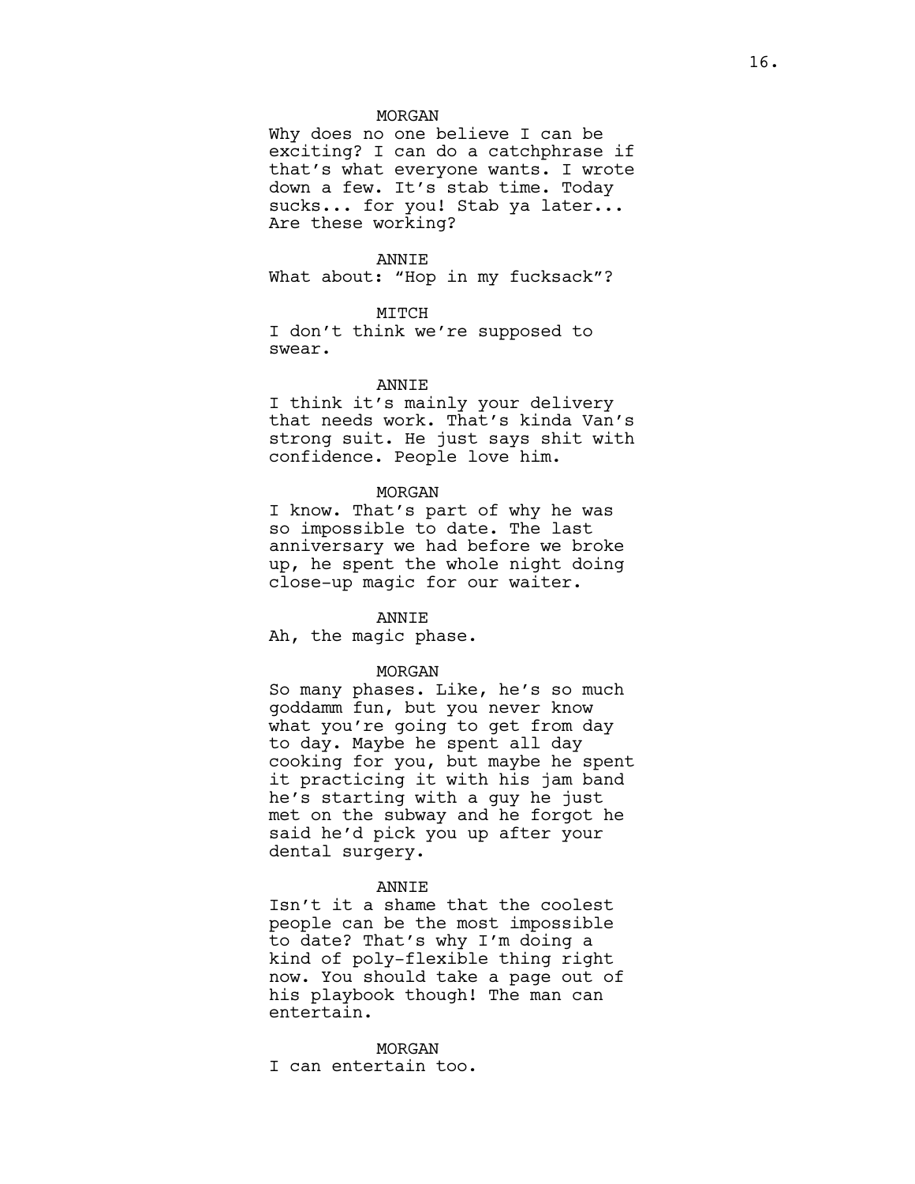MORGAN

Why does no one believe I can be exciting? I can do a catchphrase if that's what everyone wants. I wrote down a few. It's stab time. Today sucks... for you! Stab ya later... Are these working?

ANNIE

What about: "Hop in my fucksack"?

MITCH

I don't think we're supposed to swear.

ANNIE

I think it's mainly your delivery that needs work. That's kinda Van's strong suit. He just says shit with confidence. People love him.

MORGAN

I know. That's part of why he was so impossible to date. The last anniversary we had before we broke up, he spent the whole night doing close-up magic for our waiter.

ANNIE

Ah, the magic phase.

MORGAN

So many phases. Like, he's so much goddamm fun, but you never know what you're going to get from day to day. Maybe he spent all day cooking for you, but maybe he spent it practicing it with his jam band he's starting with a guy he just met on the subway and he forgot he said he'd pick you up after your dental surgery.

ANNIE

Isn't it a shame that the coolest people can be the most impossible to date? That's why I'm doing a kind of poly-flexible thing right now. You should take a page out of his playbook though! The man can entertain.

MORGAN

I can entertain too.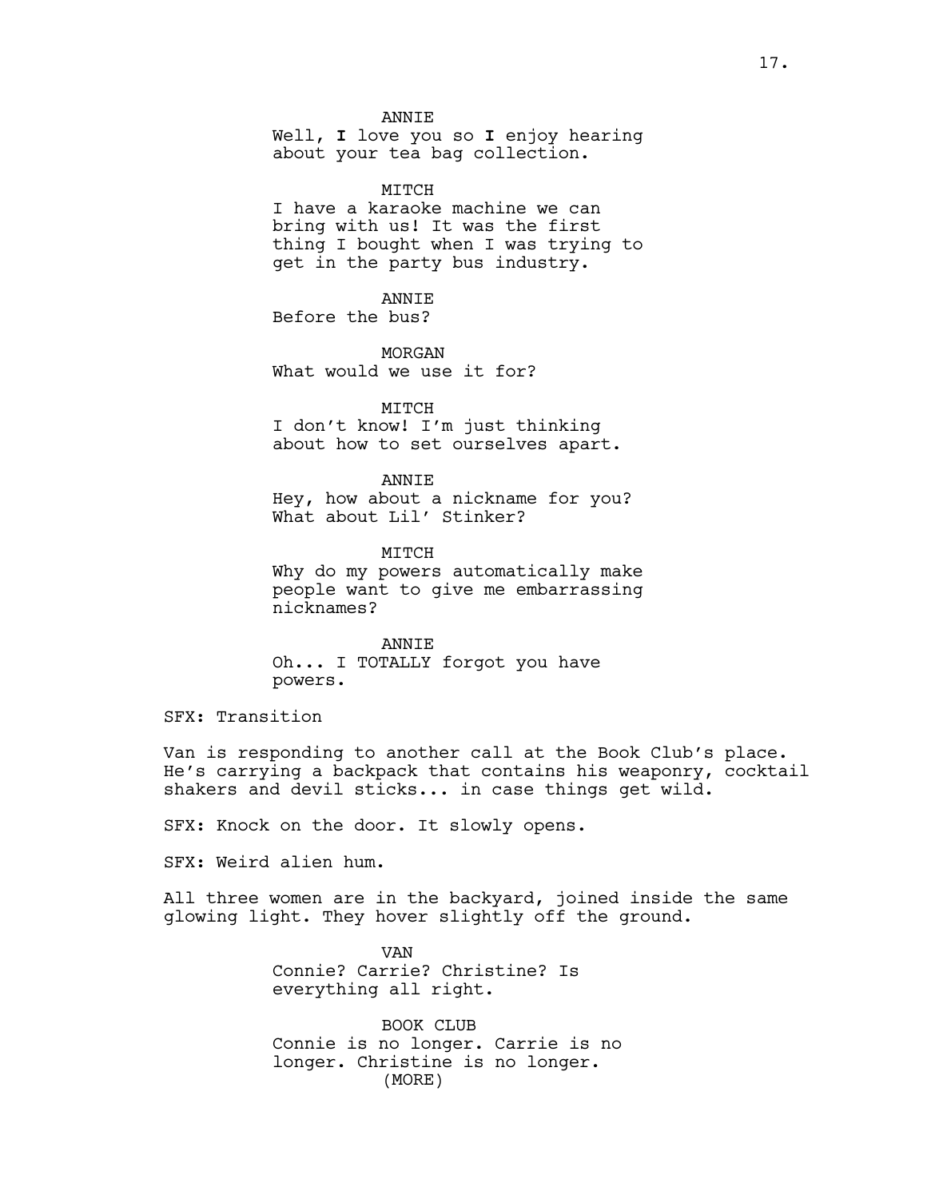ANNIE
Well, **I** love you so **I** enjoy hearing about your tea bag collection.

MITCH
I have a karaoke machine we can bring with us! It was the first thing I bought when I was trying to get in the party bus industry.

ANNIE
Before the bus?

MORGAN
What would we use it for?

MITCH
I don't know! I'm just thinking about how to set ourselves apart.

ANNIE
Hey, how about a nickname for you? What about Lil' Stinker?

MITCH
Why do my powers automatically make people want to give me embarrassing nicknames?

ANNIE
Oh... I TOTALLY forgot you have powers.

SFX: Transition

Van is responding to another call at the Book Club's place. He's carrying a backpack that contains his weaponry, cocktail shakers and devil sticks... in case things get wild.

SFX: Knock on the door. It slowly opens.

SFX: Weird alien hum.

All three women are in the backyard, joined inside the same glowing light. They hover slightly off the ground.

VAN
Connie? Carrie? Christine? Is everything all right.

BOOK CLUB
Connie is no longer. Carrie is no longer. Christine is no longer.
(MORE)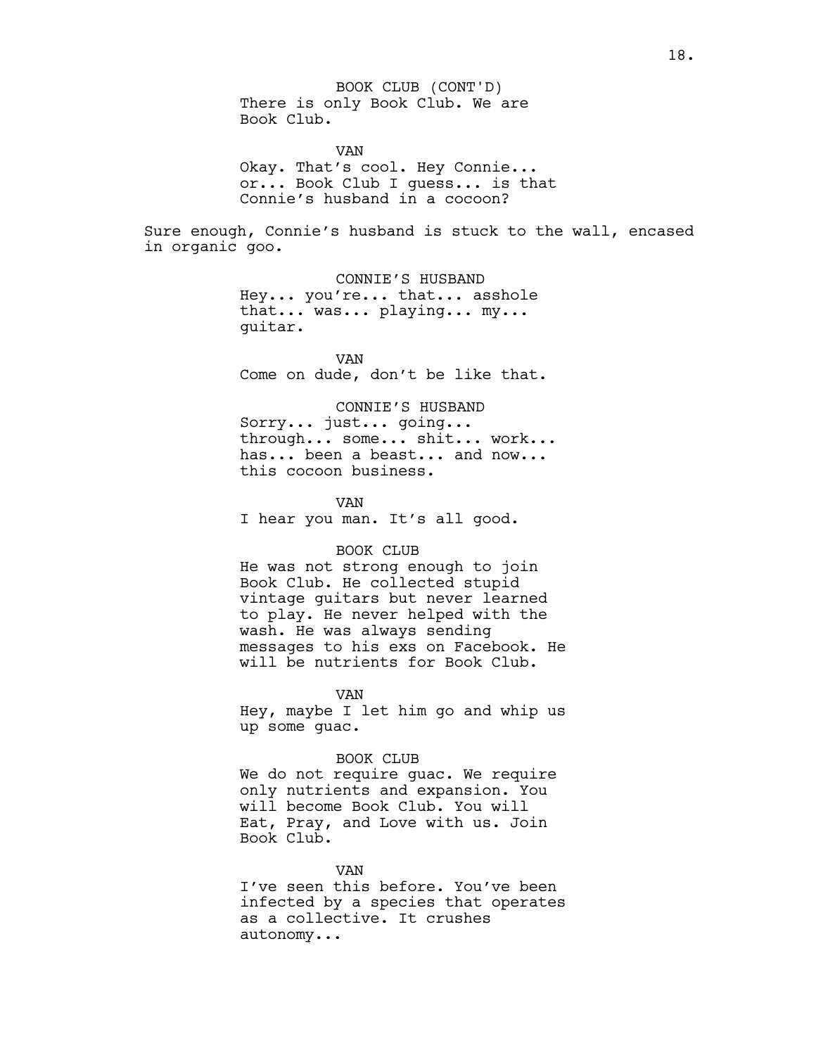BOOK CLUB (CONT'D)
There is only Book Club. We are Book Club.

VAN
Okay. That's cool. Hey Connie... or... Book Club I guess... is that Connie's husband in a cocoon?

Sure enough, Connie's husband is stuck to the wall, encased in organic goo.

CONNIE'S HUSBAND
Hey... you're... that... asshole that... was... playing... my... guitar.

VAN
Come on dude, don't be like that.

CONNIE'S HUSBAND
Sorry... just... going... through... some... shit... work... has... been a beast... and now... this cocoon business.

VAN
I hear you man. It's all good.

BOOK CLUB
He was not strong enough to join Book Club. He collected stupid vintage guitars but never learned to play. He never helped with the wash. He was always sending messages to his exs on Facebook. He will be nutrients for Book Club.

VAN
Hey, maybe I let him go and whip us up some guac.

BOOK CLUB
We do not require guac. We require only nutrients and expansion. You will become Book Club. You will Eat, Pray, and Love with us. Join Book Club.

VAN
I've seen this before. You've been infected by a species that operates as a collective. It crushes autonomy...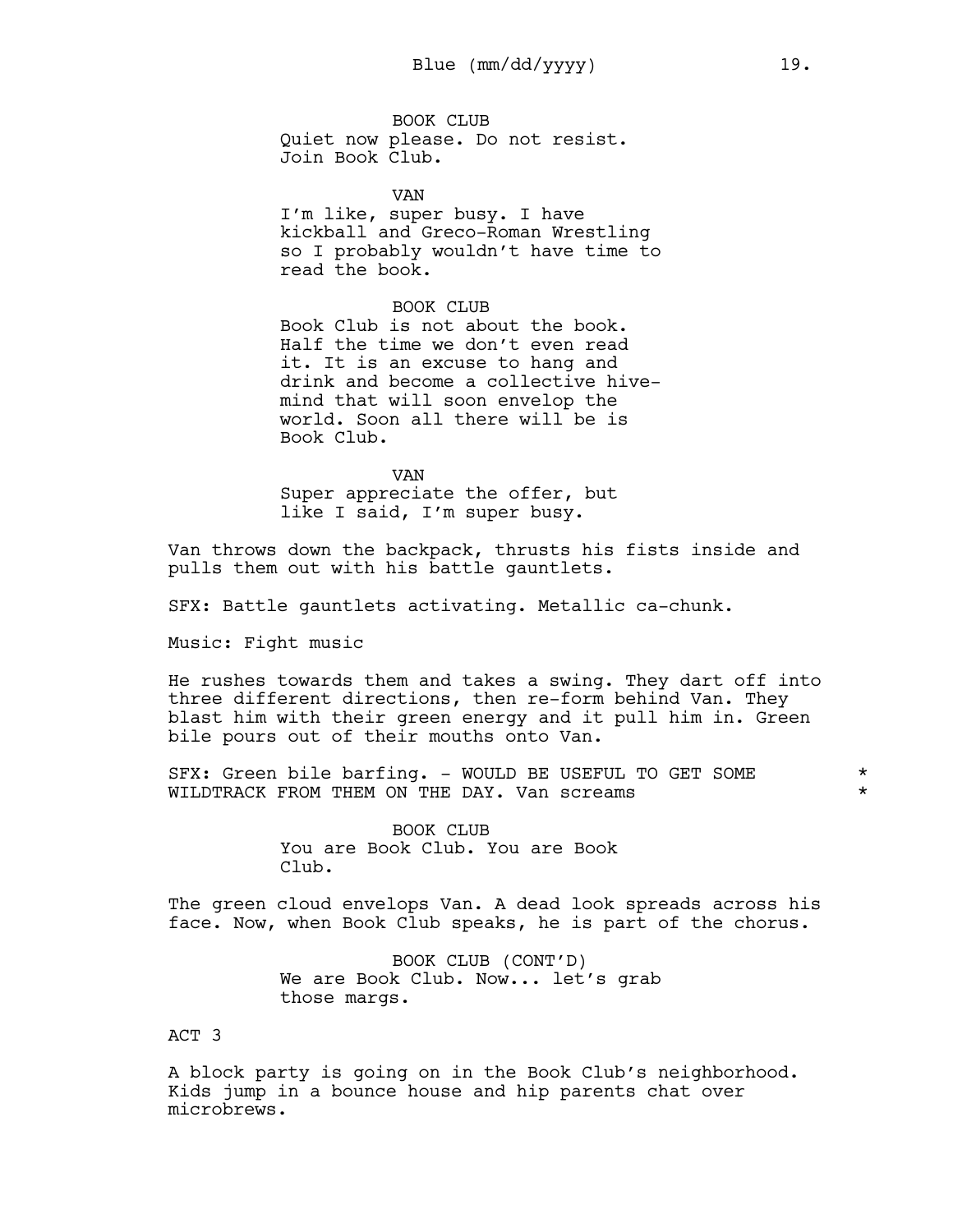BOOK CLUB
Quiet now please. Do not resist. Join Book Club.

VAN
I'm like, super busy. I have kickball and Greco-Roman Wrestling so I probably wouldn't have time to read the book.

BOOK CLUB
Book Club is not about the book. Half the time we don't even read it. It is an excuse to hang and drink and become a collective hive-mind that will soon envelop the world. Soon all there will be is Book Club.

VAN
Super appreciate the offer, but like I said, I'm super busy.

Van throws down the backpack, thrusts his fists inside and pulls them out with his battle gauntlets.

SFX: Battle gauntlets activating. Metallic ca-chunk.

Music: Fight music

He rushes towards them and takes a swing. They dart off into three different directions, then re-form behind Van. They blast him with their green energy and it pull him in. Green bile pours out of their mouths onto Van.

SFX: Green bile barfing. - WOULD BE USEFUL TO GET SOME WILDTRACK FROM THEM ON THE DAY. Van screams *

BOOK CLUB
You are Book Club. You are Book Club.

The green cloud envelops Van. A dead look spreads across his face. Now, when Book Club speaks, he is part of the chorus.

BOOK CLUB (CONT'D)
We are Book Club. Now... let's grab those margs.

ACT 3

A block party is going on in the Book Club's neighborhood. Kids jump in a bounce house and hip parents chat over microbrews.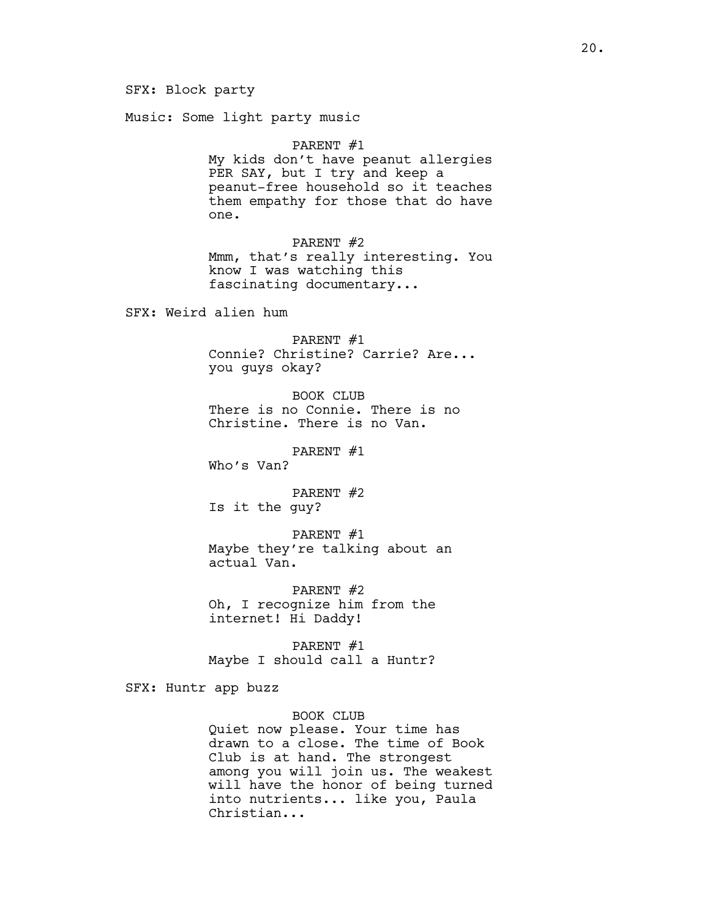SFX: Block party

Music: Some light party music

PARENT #1

My kids don't have peanut allergies PER SAY, but I try and keep a peanut-free household so it teaches them empathy for those that do have one.

PARENT #2

Mmm, that's really interesting. You know I was watching this fascinating documentary...

SFX: Weird alien hum

PARENT #1

Connie? Christine? Carrie? Are... you guys okay?

BOOK CLUB

There is no Connie. There is no Christine. There is no Van.

PARENT #1

Who's Van?

PARENT #2

Is it the guy?

PARENT #1

Maybe they're talking about an actual Van.

PARENT #2

Oh, I recognize him from the internet! Hi Daddy!

PARENT #1

Maybe I should call a Huntr?

SFX: Huntr app buzz

BOOK CLUB

Quiet now please. Your time has drawn to a close. The time of Book Club is at hand. The strongest among you will join us. The weakest will have the honor of being turned into nutrients... like you, Paula Christian...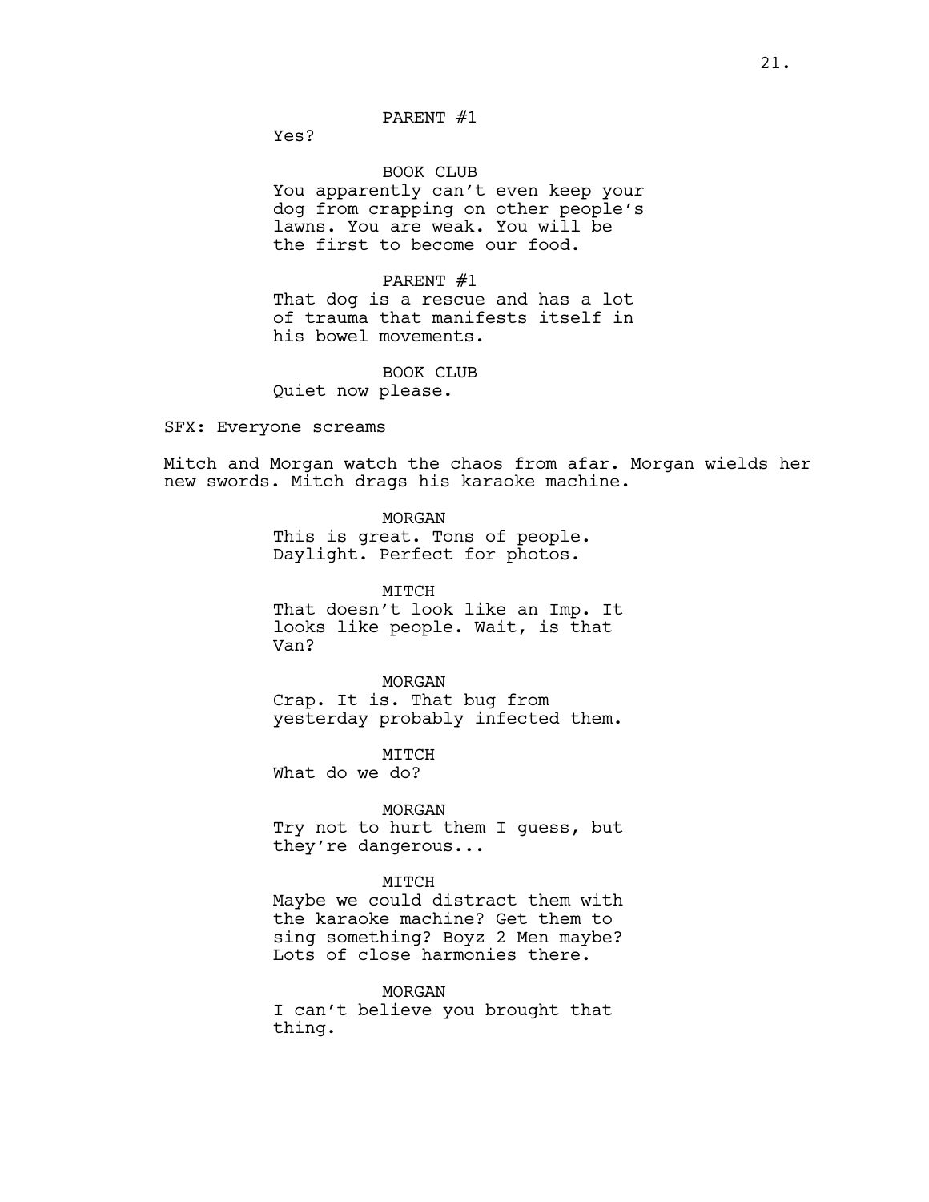PARENT #1

Yes?

BOOK CLUB

You apparently can't even keep your dog from crapping on other people's lawns. You are weak. You will be the first to become our food.

PARENT #1

That dog is a rescue and has a lot of trauma that manifests itself in his bowel movements.

BOOK CLUB

Quiet now please.

SFX: Everyone screams

Mitch and Morgan watch the chaos from afar. Morgan wields her new swords. Mitch drags his karaoke machine.

MORGAN

This is great. Tons of people. Daylight. Perfect for photos.

MITCH

That doesn't look like an Imp. It looks like people. Wait, is that Van?

MORGAN

Crap. It is. That bug from yesterday probably infected them.

MITCH

What do we do?

MORGAN

Try not to hurt them I guess, but they're dangerous...

MITCH

Maybe we could distract them with the karaoke machine? Get them to sing something? Boyz 2 Men maybe? Lots of close harmonies there.

MORGAN

I can't believe you brought that thing.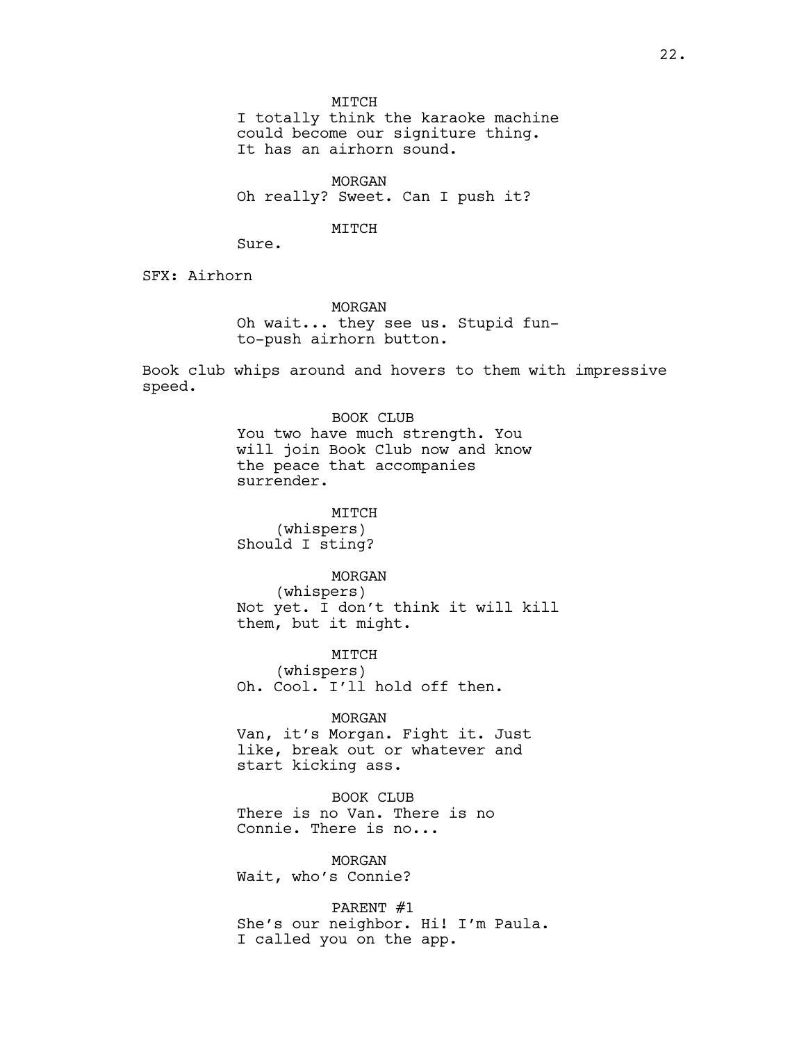MITCH
I totally think the karaoke machine could become our signiture thing. It has an airhorn sound.

MORGAN
Oh really? Sweet. Can I push it?

MITCH
Sure.

SFX: Airhorn

MORGAN
Oh wait... they see us. Stupid fun-to-push airhorn button.

Book club whips around and hovers to them with impressive speed.

BOOK CLUB
You two have much strength. You will join Book Club now and know the peace that accompanies surrender.

MITCH
(whispers)
Should I sting?

MORGAN
(whispers)
Not yet. I don't think it will kill them, but it might.

MITCH
(whispers)
Oh. Cool. I'll hold off then.

MORGAN
Van, it's Morgan. Fight it. Just like, break out or whatever and start kicking ass.

BOOK CLUB
There is no Van. There is no Connie. There is no...

MORGAN
Wait, who's Connie?

PARENT #1
She's our neighbor. Hi! I'm Paula. I called you on the app.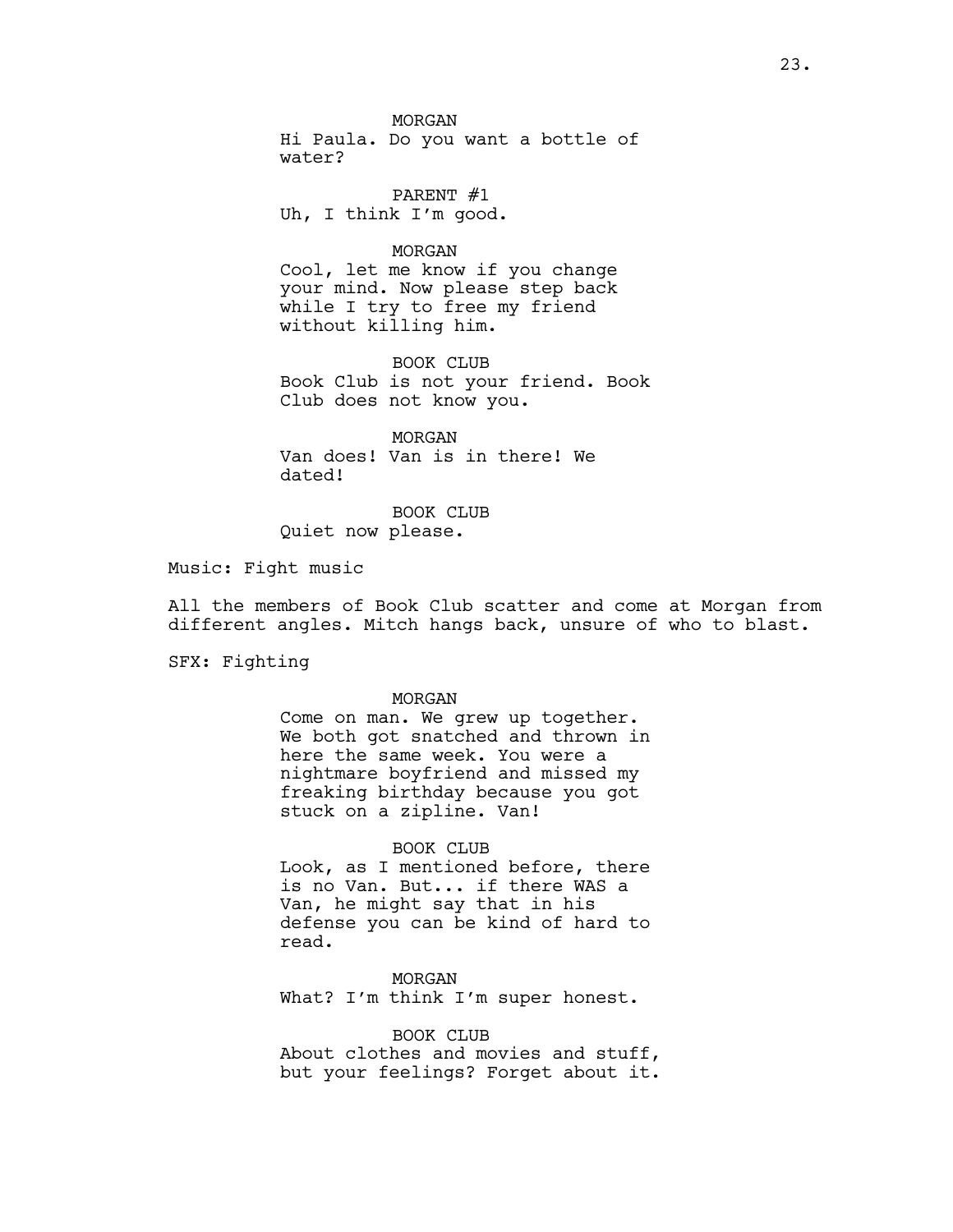MORGAN
Hi Paula. Do you want a bottle of water?

PARENT #1
Uh, I think I'm good.

MORGAN
Cool, let me know if you change your mind. Now please step back while I try to free my friend without killing him.

BOOK CLUB
Book Club is not your friend. Book Club does not know you.

MORGAN
Van does! Van is in there! We dated!

BOOK CLUB
Quiet now please.

Music: Fight music

All the members of Book Club scatter and come at Morgan from different angles. Mitch hangs back, unsure of who to blast.

SFX: Fighting

MORGAN
Come on man. We grew up together. We both got snatched and thrown in here the same week. You were a nightmare boyfriend and missed my freaking birthday because you got stuck on a zipline. Van!

BOOK CLUB
Look, as I mentioned before, there is no Van. But... if there WAS a Van, he might say that in his defense you can be kind of hard to read.

MORGAN
What? I'm think I'm super honest.

BOOK CLUB
About clothes and movies and stuff, but your feelings? Forget about it.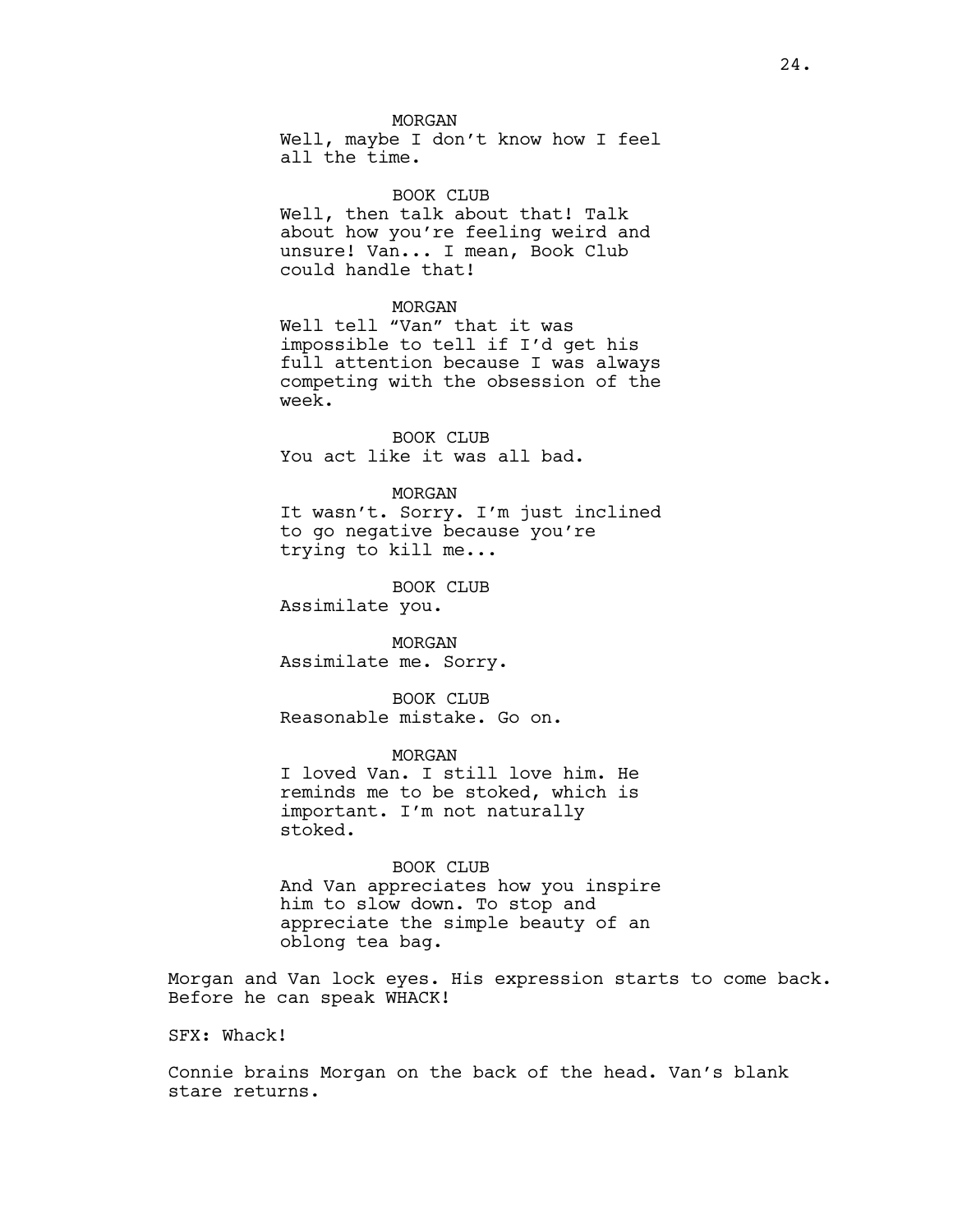MORGAN
Well, maybe I don't know how I feel all the time.

BOOK CLUB
Well, then talk about that! Talk about how you're feeling weird and unsure! Van... I mean, Book Club could handle that!

MORGAN
Well tell "Van" that it was impossible to tell if I'd get his full attention because I was always competing with the obsession of the week.

BOOK CLUB
You act like it was all bad.

MORGAN
It wasn't. Sorry. I'm just inclined to go negative because you're trying to kill me...

BOOK CLUB
Assimilate you.

MORGAN
Assimilate me. Sorry.

BOOK CLUB
Reasonable mistake. Go on.

MORGAN
I loved Van. I still love him. He reminds me to be stoked, which is important. I'm not naturally stoked.

BOOK CLUB
And Van appreciates how you inspire him to slow down. To stop and appreciate the simple beauty of an oblong tea bag.

Morgan and Van lock eyes. His expression starts to come back. Before he can speak WHACK!

SFX: Whack!

Connie brains Morgan on the back of the head. Van's blank stare returns.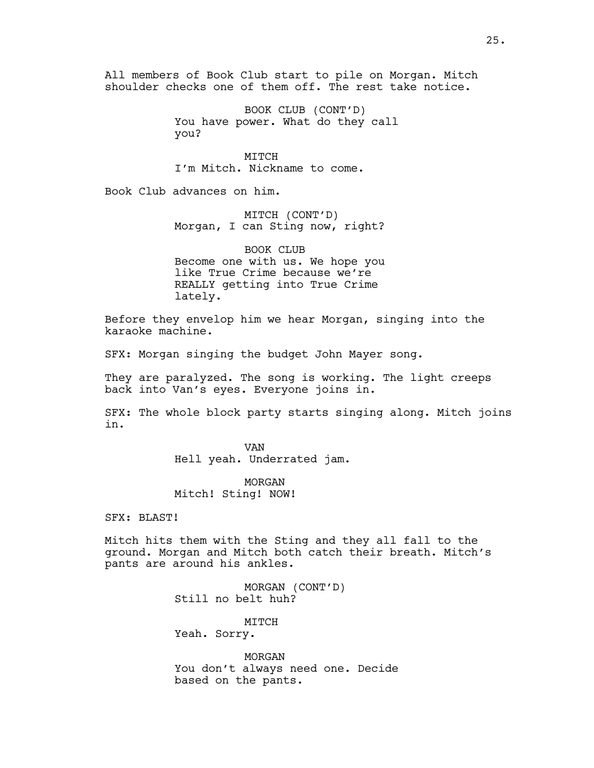All members of Book Club start to pile on Morgan. Mitch shoulder checks one of them off. The rest take notice.

BOOK CLUB (CONT'D)
You have power. What do they call you?

MITCH
I'm Mitch. Nickname to come.

Book Club advances on him.

MITCH (CONT'D)
Morgan, I can Sting now, right?

BOOK CLUB
Become one with us. We hope you like True Crime because we're REALLY getting into True Crime lately.

Before they envelop him we hear Morgan, singing into the karaoke machine.

SFX: Morgan singing the budget John Mayer song.

They are paralyzed. The song is working. The light creeps back into Van's eyes. Everyone joins in.

SFX: The whole block party starts singing along. Mitch joins in.

VAN
Hell yeah. Underrated jam.

MORGAN
Mitch! Sting! NOW!

SFX: BLAST!

Mitch hits them with the Sting and they all fall to the ground. Morgan and Mitch both catch their breath. Mitch's pants are around his ankles.

MORGAN (CONT'D)
Still no belt huh?

MITCH
Yeah. Sorry.

MORGAN
You don't always need one. Decide based on the pants.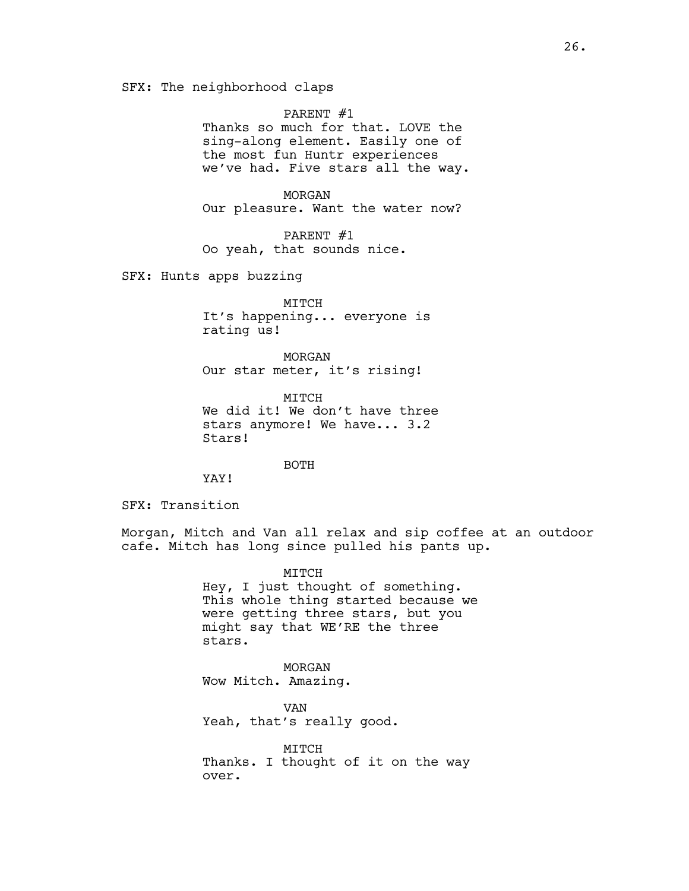SFX: The neighborhood claps

PARENT #1
Thanks so much for that. LOVE the sing-along element. Easily one of the most fun Huntr experiences we've had. Five stars all the way.

MORGAN
Our pleasure. Want the water now?

PARENT #1
Oo yeah, that sounds nice.

SFX: Hunts apps buzzing

MITCH
It's happening... everyone is rating us!

MORGAN
Our star meter, it's rising!

MITCH
We did it! We don't have three stars anymore! We have... 3.2 Stars!

BOTH
YAY!

SFX: Transition

Morgan, Mitch and Van all relax and sip coffee at an outdoor cafe. Mitch has long since pulled his pants up.

MITCH
Hey, I just thought of something. This whole thing started because we were getting three stars, but you might say that WE'RE the three stars.

MORGAN
Wow Mitch. Amazing.

VAN
Yeah, that's really good.

MITCH
Thanks. I thought of it on the way over.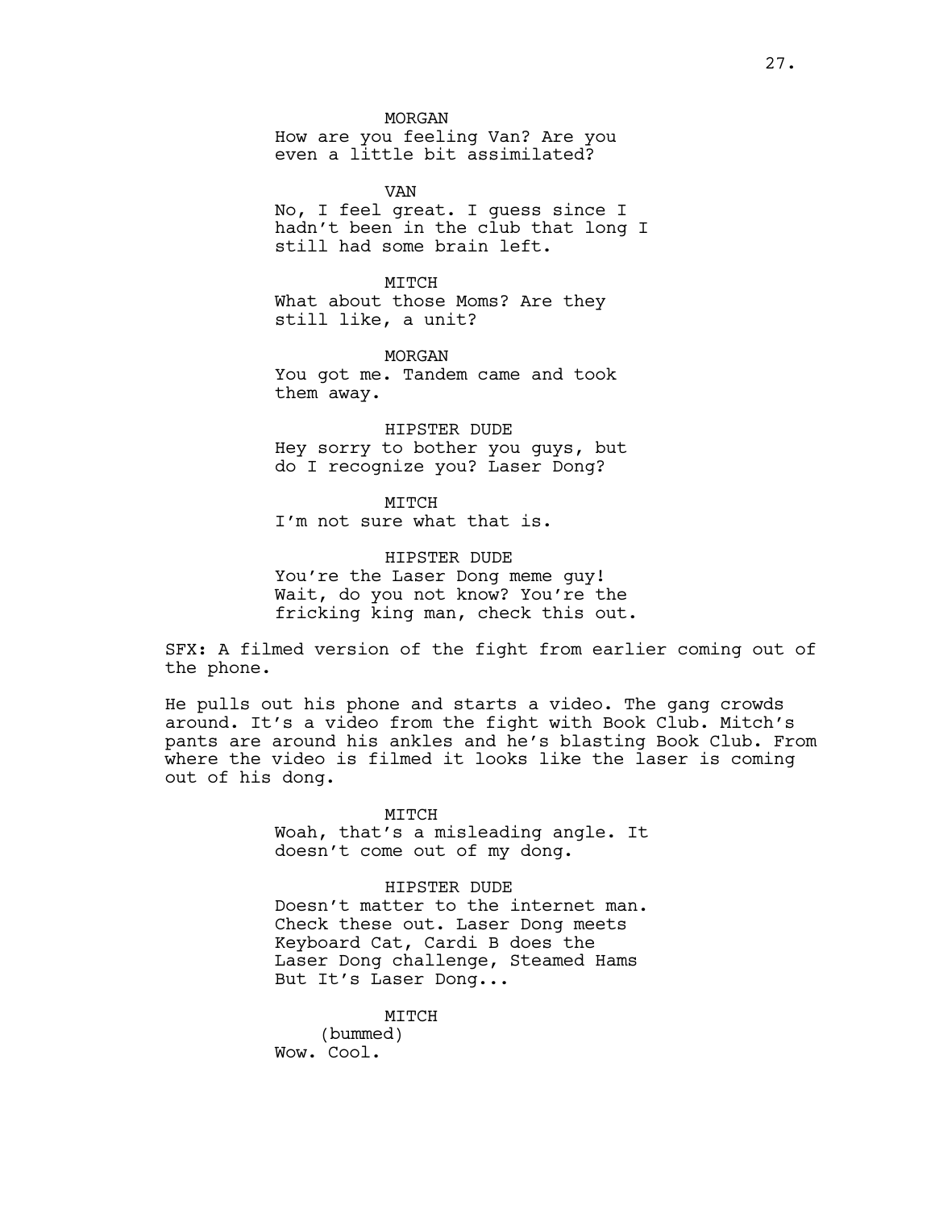MORGAN
How are you feeling Van? Are you even a little bit assimilated?

VAN
No, I feel great. I guess since I hadn't been in the club that long I still had some brain left.

MITCH
What about those Moms? Are they still like, a unit?

MORGAN
You got me. Tandem came and took them away.

HIPSTER DUDE
Hey sorry to bother you guys, but do I recognize you? Laser Dong?

MITCH
I'm not sure what that is.

HIPSTER DUDE
You're the Laser Dong meme guy! Wait, do you not know? You're the fricking king man, check this out.

SFX: A filmed version of the fight from earlier coming out of the phone.

He pulls out his phone and starts a video. The gang crowds around. It's a video from the fight with Book Club. Mitch's pants are around his ankles and he's blasting Book Club. From where the video is filmed it looks like the laser is coming out of his dong.

MITCH
Woah, that's a misleading angle. It doesn't come out of my dong.

HIPSTER DUDE
Doesn't matter to the internet man. Check these out. Laser Dong meets Keyboard Cat, Cardi B does the Laser Dong challenge, Steamed Hams But It's Laser Dong...

MITCH
(bummed)
Wow. Cool.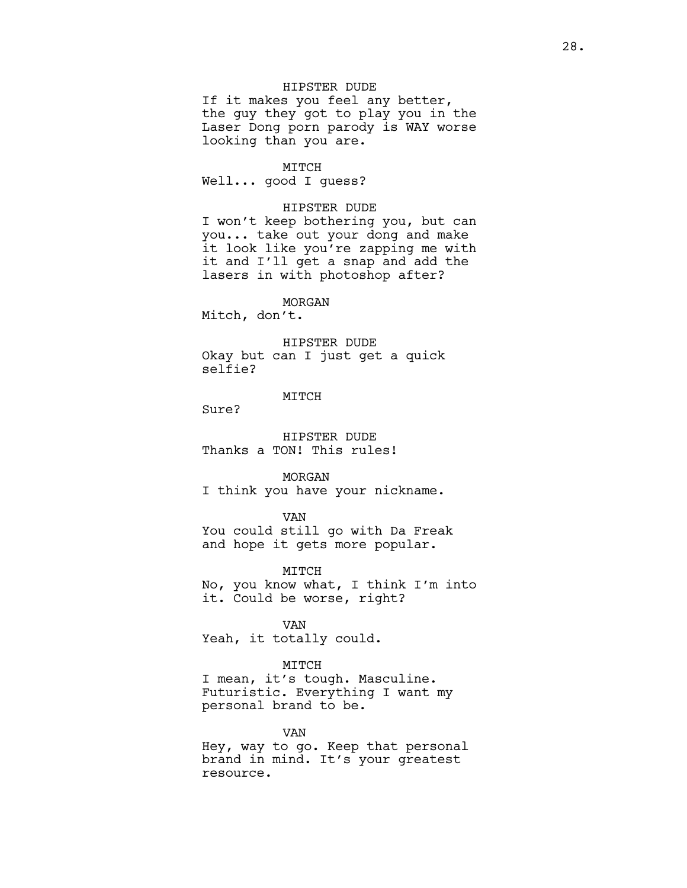HIPSTER DUDE
If it makes you feel any better, the guy they got to play you in the Laser Dong porn parody is WAY worse looking than you are.

MITCH
Well... good I guess?

HIPSTER DUDE
I won't keep bothering you, but can you... take out your dong and make it look like you're zapping me with it and I'll get a snap and add the lasers in with photoshop after?

MORGAN
Mitch, don't.

HIPSTER DUDE
Okay but can I just get a quick selfie?

MITCH
Sure?

HIPSTER DUDE
Thanks a TON! This rules!

MORGAN
I think you have your nickname.

VAN
You could still go with Da Freak and hope it gets more popular.

MITCH
No, you know what, I think I'm into it. Could be worse, right?

VAN
Yeah, it totally could.

MITCH
I mean, it's tough. Masculine. Futuristic. Everything I want my personal brand to be.

VAN
Hey, way to go. Keep that personal brand in mind. It's your greatest resource.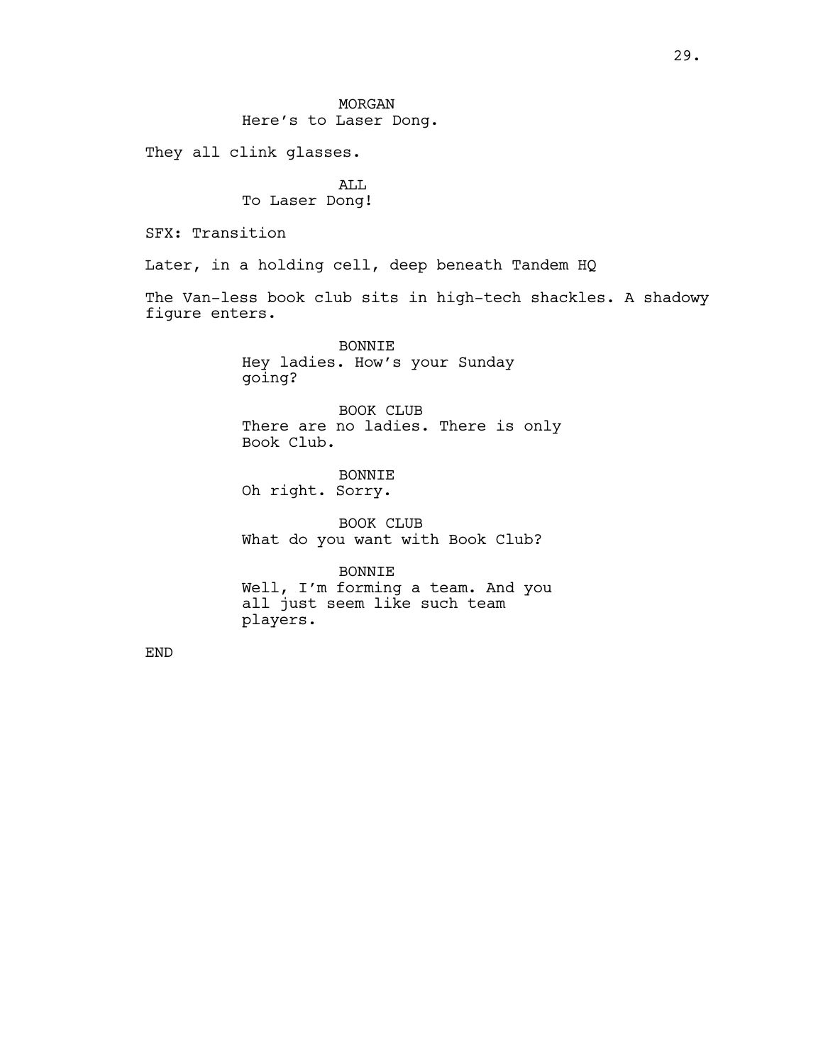MORGAN
Here's to Laser Dong.

They all clink glasses.

ALL
To Laser Dong!

SFX: Transition

Later, in a holding cell, deep beneath Tandem HQ

The Van-less book club sits in high-tech shackles. A shadowy figure enters.

BONNIE
Hey ladies. How's your Sunday going?

BOOK CLUB
There are no ladies. There is only Book Club.

BONNIE
Oh right. Sorry.

BOOK CLUB
What do you want with Book Club?

BONNIE
Well, I'm forming a team. And you all just seem like such team players.

END